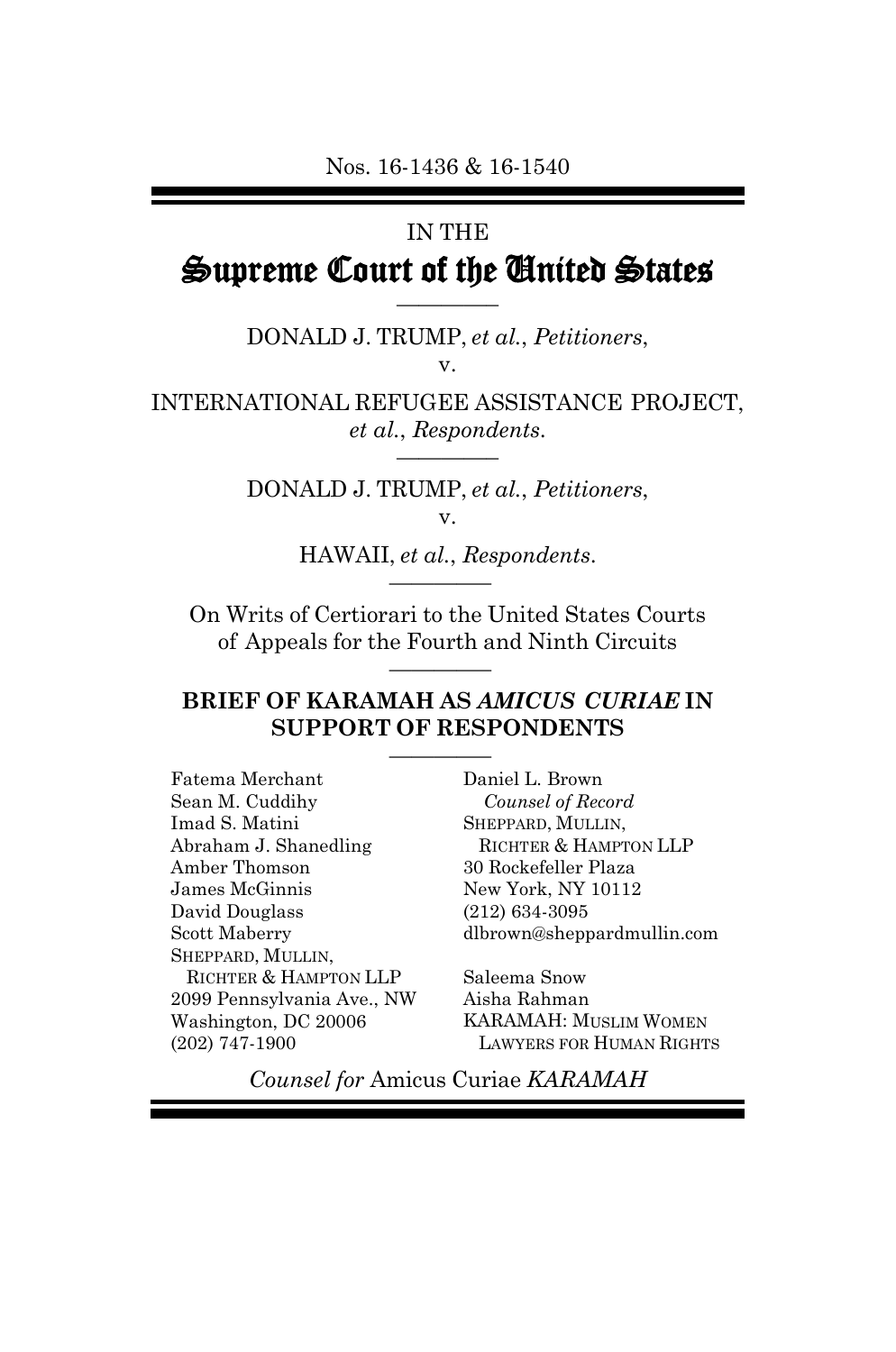Nos. 16-1436 & 16-1540

IN THE

# Supreme Court of the United States

DONALD J. TRUMP, *et al.*, *Petitioners*,

v.

INTERNATIONAL REFUGEE ASSISTANCE PROJECT, *et al.*, *Respondents*.

DONALD J. TRUMP, *et al.*, *Petitioners*,

v.

HAWAII, *et al.*, *Respondents*.

On Writs of Certiorari to the United States Courts of Appeals for the Fourth and Ninth Circuits

**BRIEF OF KARAMAH AS *AMICUS CURIAE* IN SUPPORT OF RESPONDENTS**

Fatema Merchant
Sean M. Cuddihy
Imad S. Matini
Abraham J. Shanedling
Amber Thomson
James McGinnis
David Douglass
Scott Maberry
SHEPPARD, MULLIN, RICHTER & HAMPTON LLP
2099 Pennsylvania Ave., NW
Washington, DC 20006
(202) 747-1900

Daniel L. Brown
*Counsel of Record*
SHEPPARD, MULLIN, RICHTER & HAMPTON LLP
30 Rockefeller Plaza
New York, NY 10112
(212) 634-3095
dlbrown@sheppardmullin.com

Saleema Snow
Aisha Rahman
KARAMAH: MUSLIM WOMEN LAWYERS FOR HUMAN RIGHTS

*Counsel for* Amicus Curiae *KARAMAH*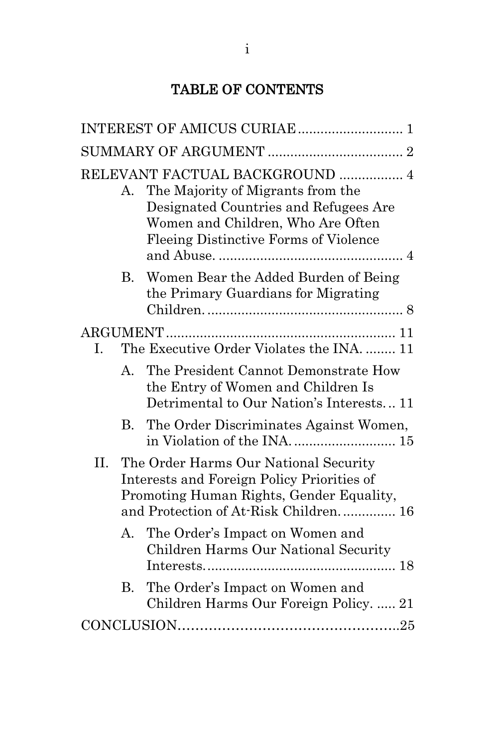# TABLE OF CONTENTS

INTEREST OF AMICUS CURIAE ............................ 1

SUMMARY OF ARGUMENT .................................... 2

RELEVANT FACTUAL BACKGROUND ................. 4

- A. The Majority of Migrants from the Designated Countries and Refugees Are Women and Children, Who Are Often Fleeing Distinctive Forms of Violence and Abuse. ................................................. 4
- B. Women Bear the Added Burden of Being the Primary Guardians for Migrating Children. .................................................... 8

ARGUMENT ............................................................ 11

- I. The Executive Order Violates the INA. ........ 11
  - A. The President Cannot Demonstrate How the Entry of Women and Children Is Detrimental to Our Nation's Interests. .. 11
  - B. The Order Discriminates Against Women, in Violation of the INA. .......................... 15
- II. The Order Harms Our National Security Interests and Foreign Policy Priorities of Promoting Human Rights, Gender Equality, and Protection of At-Risk Children. ............. 16
  - A. The Order's Impact on Women and Children Harms Our National Security Interests. ................................................. 18
  - B. The Order's Impact on Women and Children Harms Our Foreign Policy. ..... 21

CONCLUSION..................................................25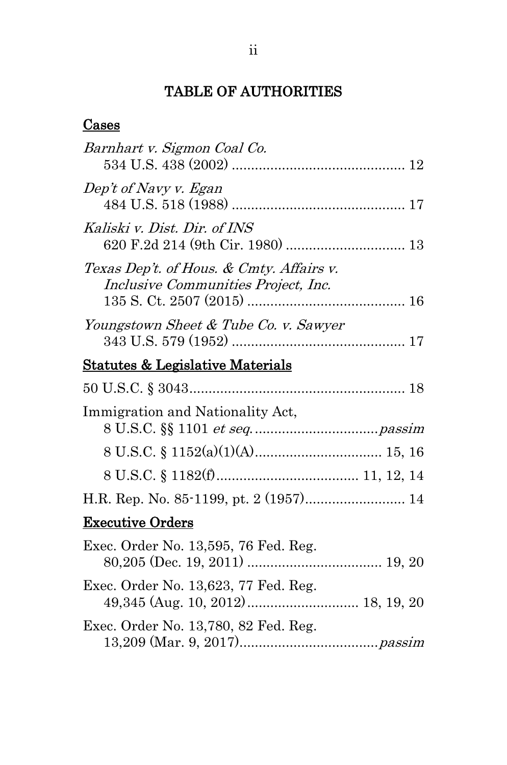# TABLE OF AUTHORITIES

## Cases

*Barnhart v. Sigmon Coal Co.*
534 U.S. 438 (2002) .......................................... 12

*Dep't of Navy v. Egan*
484 U.S. 518 (1988) .......................................... 17

*Kaliski v. Dist. Dir. of INS*
620 F.2d 214 (9th Cir. 1980) .............................. 13

*Texas Dep't. of Hous. & Cmty. Affairs v. Inclusive Communities Project, Inc.*
135 S. Ct. 2507 (2015) ...................................... 16

*Youngstown Sheet & Tube Co. v. Sawyer*
343 U.S. 579 (1952) .......................................... 17

## Statutes & Legislative Materials

50 U.S.C. § 3043........................................................ 18

Immigration and Nationality Act,
8 U.S.C. §§ 1101 *et seq.*................................*passim*

8 U.S.C. § 1152(a)(1)(A)................................ 15, 16

8 U.S.C. § 1182(f).................................... 11, 12, 14

H.R. Rep. No. 85-1199, pt. 2 (1957).......................... 14

## Executive Orders

Exec. Order No. 13,595, 76 Fed. Reg.
80,205 (Dec. 19, 2011) .................................. 19, 20

Exec. Order No. 13,623, 77 Fed. Reg.
49,345 (Aug. 10, 2012)............................ 18, 19, 20

Exec. Order No. 13,780, 82 Fed. Reg.
13,209 (Mar. 9, 2017)...................................*passim*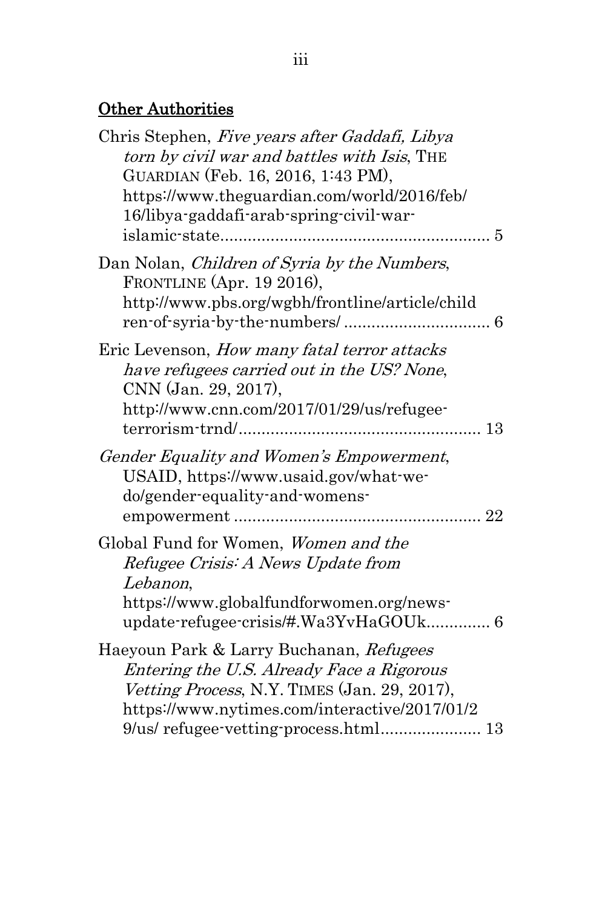## <u>Other Authorities</u>

Chris Stephen, *Five years after Gaddafi, Libya torn by civil war and battles with Isis*, THE GUARDIAN (Feb. 16, 2016, 1:43 PM), https://www.theguardian.com/world/2016/feb/16/libya-gaddafi-arab-spring-civil-war-islamic-state ........................................................ 5

Dan Nolan, *Children of Syria by the Numbers*, FRONTLINE (Apr. 19 2016), http://www.pbs.org/wgbh/frontline/article/children-of-syria-by-the-numbers/ ............................... 6

Eric Levenson, *How many fatal terror attacks have refugees carried out in the US? None*, CNN (Jan. 29, 2017), http://www.cnn.com/2017/01/29/us/refugee-terrorism-trnd/.................................................... 13

*Gender Equality and Women's Empowerment*, USAID, https://www.usaid.gov/what-we-do/gender-equality-and-womens-empowerment ..................................................... 22

Global Fund for Women, *Women and the Refugee Crisis: A News Update from Lebanon*, https://www.globalfundforwomen.org/news-update-refugee-crisis/#.Wa3YvHaGOUk.............. 6

Haeyoun Park & Larry Buchanan, *Refugees Entering the U.S. Already Face a Rigorous Vetting Process*, N.Y. TIMES (Jan. 29, 2017), https://www.nytimes.com/interactive/2017/01/29/us/ refugee-vetting-process.html...................... 13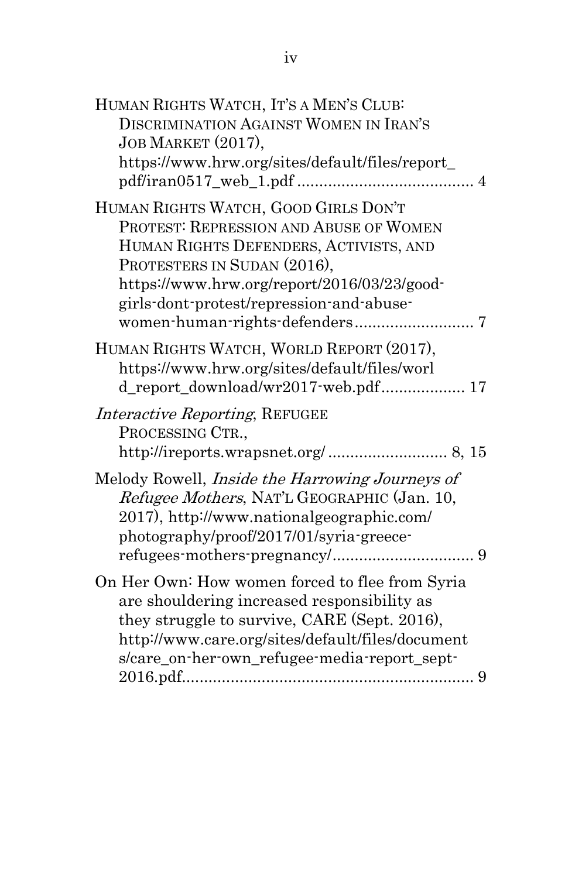HUMAN RIGHTS WATCH, IT'S A MEN'S CLUB: DISCRIMINATION AGAINST WOMEN IN IRAN'S JOB MARKET (2017), https://www.hrw.org/sites/default/files/report_pdf/iran0517_web_1.pdf ........................................ 4

HUMAN RIGHTS WATCH, GOOD GIRLS DON'T PROTEST: REPRESSION AND ABUSE OF WOMEN HUMAN RIGHTS DEFENDERS, ACTIVISTS, AND PROTESTERS IN SUDAN (2016), https://www.hrw.org/report/2016/03/23/good-girls-dont-protest/repression-and-abuse-women-human-rights-defenders........................... 7

HUMAN RIGHTS WATCH, WORLD REPORT (2017), https://www.hrw.org/sites/default/files/world_report_download/wr2017-web.pdf................... 17

*Interactive Reporting*, REFUGEE PROCESSING CTR., http://ireports.wrapsnet.org/........................... 8, 15

Melody Rowell, *Inside the Harrowing Journeys of Refugee Mothers*, NAT'L GEOGRAPHIC (Jan. 10, 2017), http://www.nationalgeographic.com/photography/proof/2017/01/syria-greece-refugees-mothers-pregnancy/................................ 9

On Her Own: How women forced to flee from Syria are shouldering increased responsibility as they struggle to survive, CARE (Sept. 2016), http://www.care.org/sites/default/files/documents/care_on-her-own_refugee-media-report_sept-2016.pdf................................................................. 9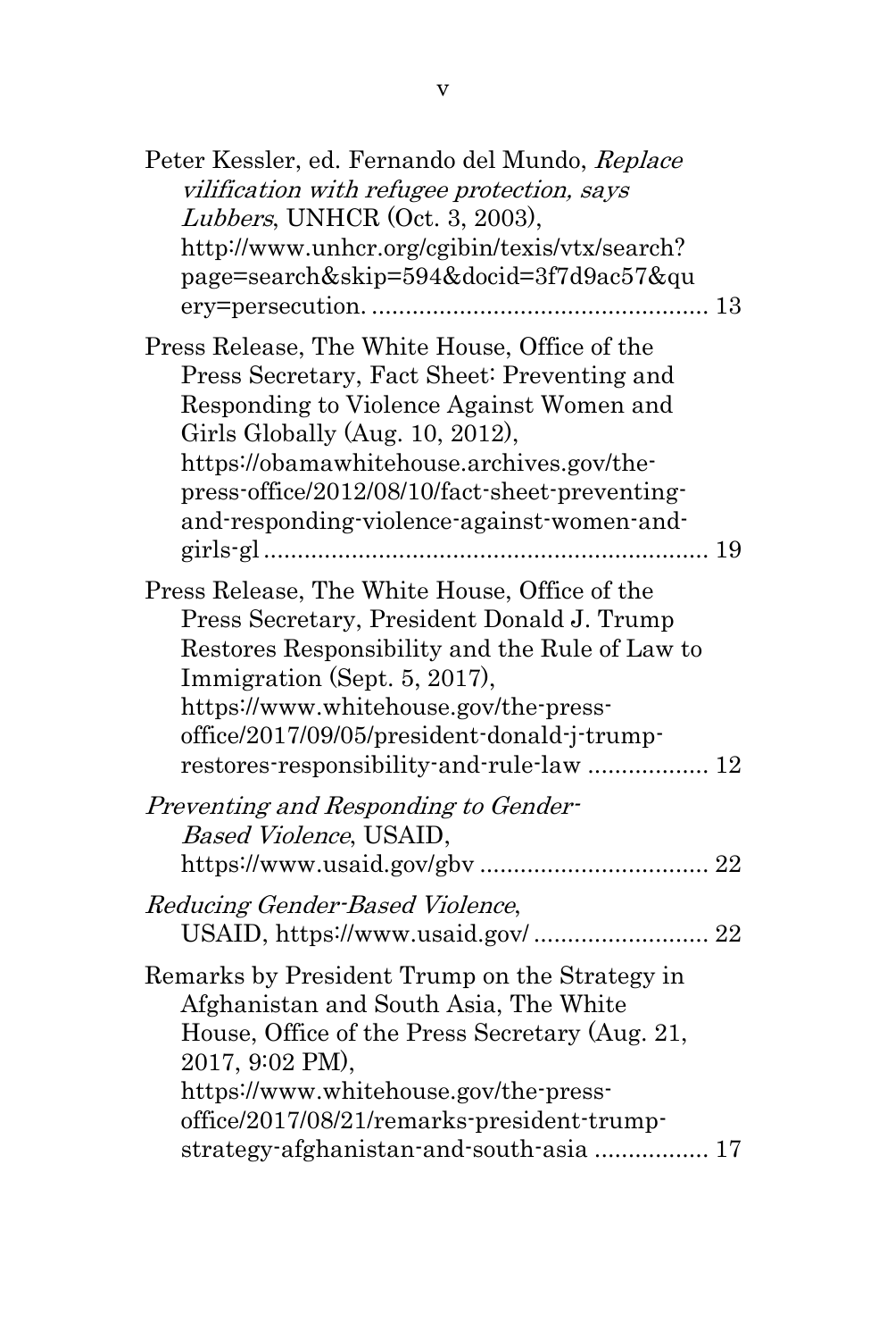Peter Kessler, ed. Fernando del Mundo, *Replace vilification with refugee protection, says Lubbers*, UNHCR (Oct. 3, 2003), http://www.unhcr.org/cgibin/texis/vtx/search?page=search&skip=594&docid=3f7d9ac57&query=persecution. .................................................. 13

Press Release, The White House, Office of the Press Secretary, Fact Sheet: Preventing and Responding to Violence Against Women and Girls Globally (Aug. 10, 2012), https://obamawhitehouse.archives.gov/the-press-office/2012/08/10/fact-sheet-preventing-and-responding-violence-against-women-and-girls-gl ................................................................. 19

Press Release, The White House, Office of the Press Secretary, President Donald J. Trump Restores Responsibility and the Rule of Law to Immigration (Sept. 5, 2017), https://www.whitehouse.gov/the-press-office/2017/09/05/president-donald-j-trump-restores-responsibility-and-rule-law .................. 12

*Preventing and Responding to Gender-Based Violence*, USAID, https://www.usaid.gov/gbv .................................. 22

*Reducing Gender-Based Violence*, USAID, https://www.usaid.gov/ .......................... 22

Remarks by President Trump on the Strategy in Afghanistan and South Asia, The White House, Office of the Press Secretary (Aug. 21, 2017, 9:02 PM), https://www.whitehouse.gov/the-press-office/2017/08/21/remarks-president-trump-strategy-afghanistan-and-south-asia ................. 17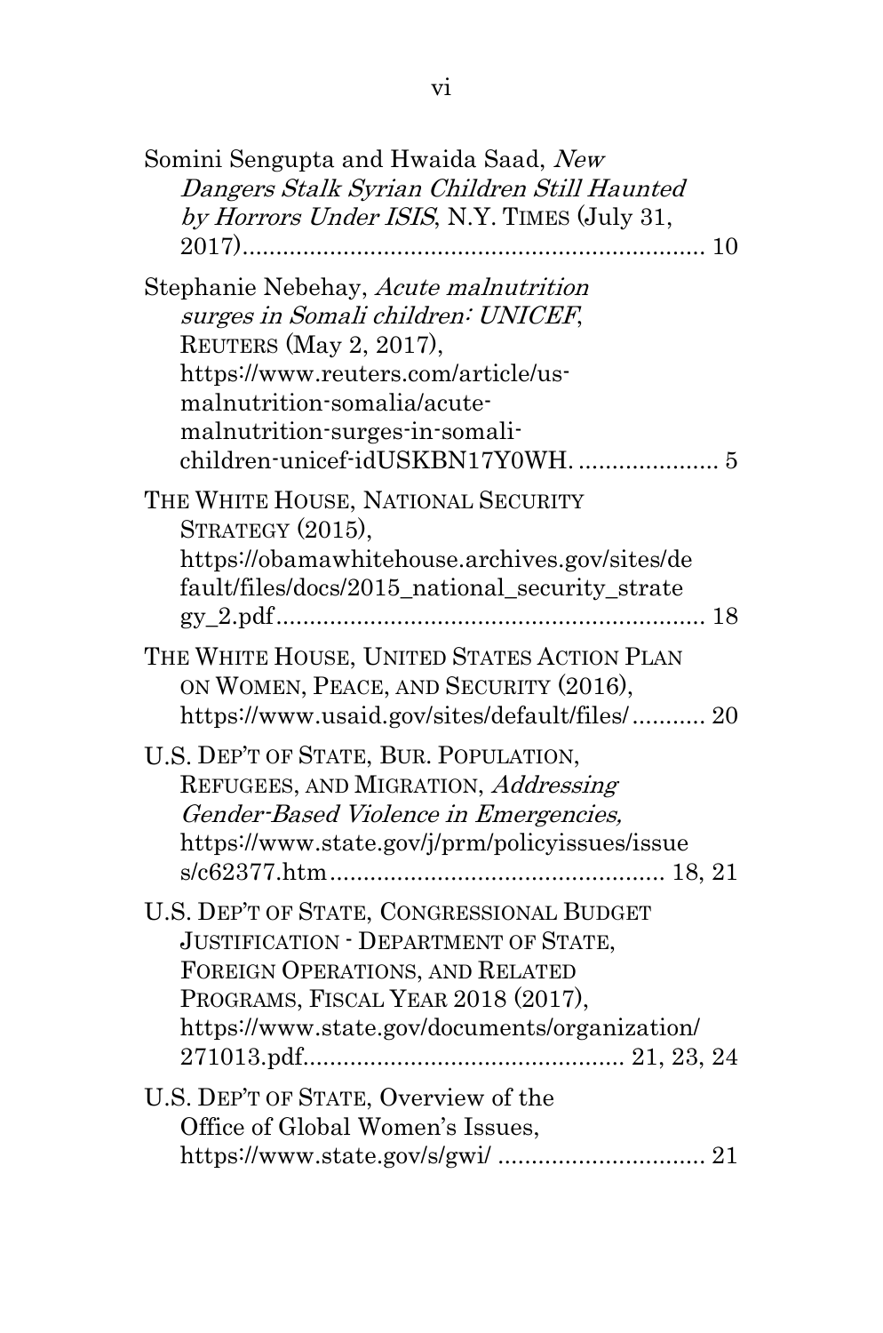Somini Sengupta and Hwaida Saad, *New Dangers Stalk Syrian Children Still Haunted by Horrors Under ISIS*, N.Y. TIMES (July 31, 2017)....................................................................... 10

Stephanie Nebehay, *Acute malnutrition surges in Somali children: UNICEF*, REUTERS (May 2, 2017), https://www.reuters.com/article/us-malnutrition-somalia/acute-malnutrition-surges-in-somali-children-unicef-idUSKBN17Y0WH. .................... 5

THE WHITE HOUSE, NATIONAL SECURITY STRATEGY (2015), https://obamawhitehouse.archives.gov/sites/default/files/docs/2015_national_security_strategy_2.pdf................................................................ 18

THE WHITE HOUSE, UNITED STATES ACTION PLAN ON WOMEN, PEACE, AND SECURITY (2016), https://www.usaid.gov/sites/default/files/........... 20

U.S. DEP'T OF STATE, BUR. POPULATION, REFUGEES, AND MIGRATION, *Addressing Gender-Based Violence in Emergencies,* https://www.state.gov/j/prm/policyissues/issues/c62377.htm................................................. 18, 21

U.S. DEP'T OF STATE, CONGRESSIONAL BUDGET JUSTIFICATION - DEPARTMENT OF STATE, FOREIGN OPERATIONS, AND RELATED PROGRAMS, FISCAL YEAR 2018 (2017), https://www.state.gov/documents/organization/271013.pdf............................................... 21, 23, 24

U.S. DEP'T OF STATE, Overview of the Office of Global Women's Issues, https://www.state.gov/s/gwi/ ............................... 21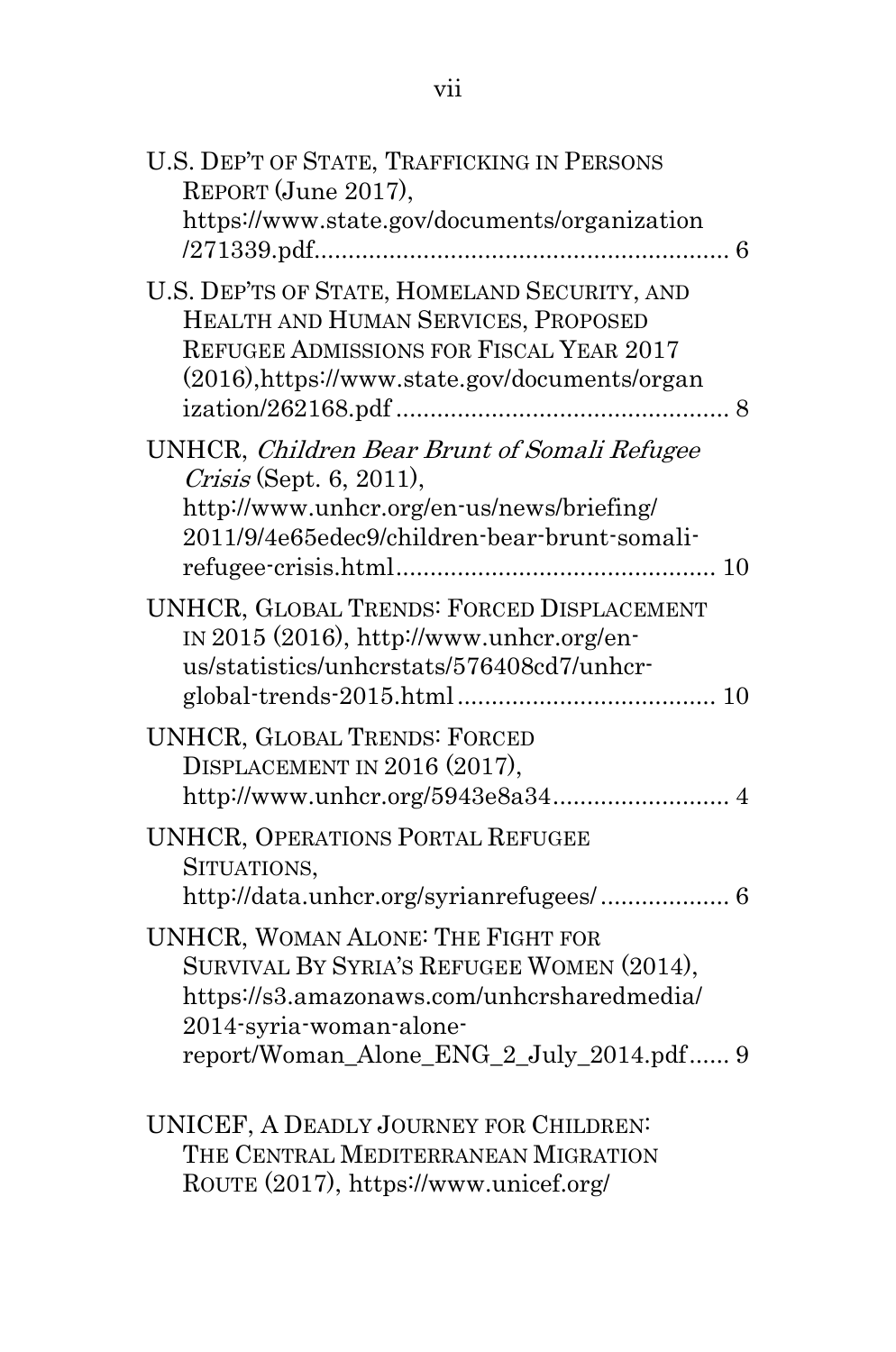U.S. DEP'T OF STATE, TRAFFICKING IN PERSONS REPORT (June 2017), https://www.state.gov/documents/organization/271339.pdf............................................................ 6

U.S. DEP'TS OF STATE, HOMELAND SECURITY, AND HEALTH AND HUMAN SERVICES, PROPOSED REFUGEE ADMISSIONS FOR FISCAL YEAR 2017 (2016),https://www.state.gov/documents/organization/262168.pdf ................................................ 8

UNHCR, *Children Bear Brunt of Somali Refugee Crisis* (Sept. 6, 2011), http://www.unhcr.org/en-us/news/briefing/2011/9/4e65edec9/children-bear-brunt-somali-refugee-crisis.html.............................................. 10

UNHCR, GLOBAL TRENDS: FORCED DISPLACEMENT IN 2015 (2016), http://www.unhcr.org/en-us/statistics/unhcrstats/576408cd7/unhcr-global-trends-2015.html...................................... 10

UNHCR, GLOBAL TRENDS: FORCED DISPLACEMENT IN 2016 (2017), http://www.unhcr.org/5943e8a34.......................... 4

UNHCR, OPERATIONS PORTAL REFUGEE SITUATIONS, http://data.unhcr.org/syrianrefugees/ ................... 6

UNHCR, WOMAN ALONE: THE FIGHT FOR SURVIVAL BY SYRIA'S REFUGEE WOMEN (2014), https://s3.amazonaws.com/unhcrsharedmedia/2014-syria-woman-alone-report/Woman_Alone_ENG_2_July_2014.pdf...... 9

UNICEF, A DEADLY JOURNEY FOR CHILDREN: THE CENTRAL MEDITERRANEAN MIGRATION ROUTE (2017), https://www.unicef.org/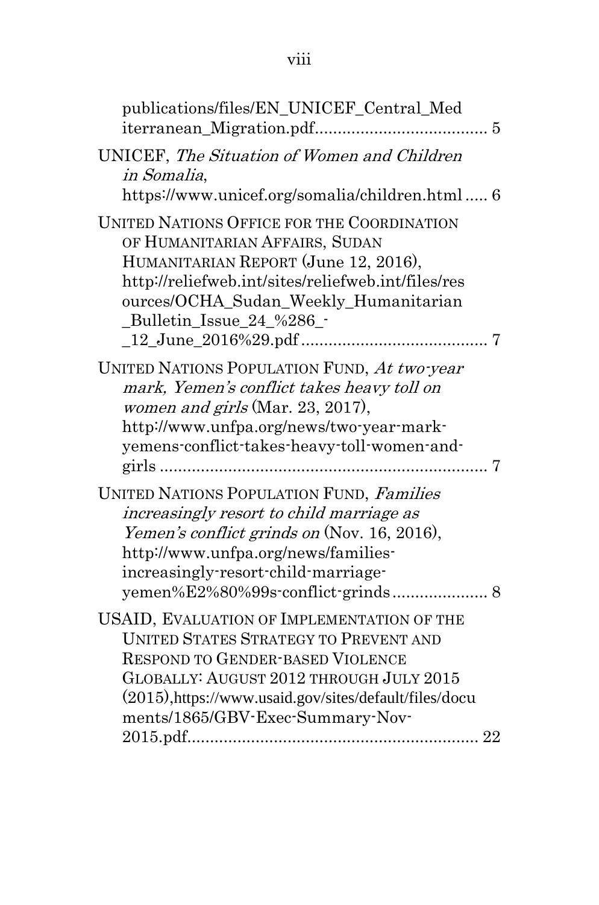publications/files/EN_UNICEF_Central_Mediterranean_Migration.pdf ..................................... 5

UNICEF, *The Situation of Women and Children in Somalia*, https://www.unicef.org/somalia/children.html ..... 6

UNITED NATIONS OFFICE FOR THE COORDINATION OF HUMANITARIAN AFFAIRS, SUDAN HUMANITARIAN REPORT (June 12, 2016), http://reliefweb.int/sites/reliefweb.int/files/resources/OCHA_Sudan_Weekly_Humanitarian_Bulletin_Issue_24_%286_-_12_June_2016%29.pdf ......................................... 7

UNITED NATIONS POPULATION FUND, *At two-year mark, Yemen's conflict takes heavy toll on women and girls* (Mar. 23, 2017), http://www.unfpa.org/news/two-year-mark-yemens-conflict-takes-heavy-toll-women-and-girls ....................................................................... 7

UNITED NATIONS POPULATION FUND, *Families increasingly resort to child marriage as Yemen's conflict grinds on* (Nov. 16, 2016), http://www.unfpa.org/news/families-increasingly-resort-child-marriage-yemen%E2%80%99s-conflict-grinds ..................... 8

USAID, EVALUATION OF IMPLEMENTATION OF THE UNITED STATES STRATEGY TO PREVENT AND RESPOND TO GENDER-BASED VIOLENCE GLOBALLY: AUGUST 2012 THROUGH JULY 2015 (2015), https://www.usaid.gov/sites/default/files/documents/1865/GBV-Exec-Summary-Nov-2015.pdf................................................................ 22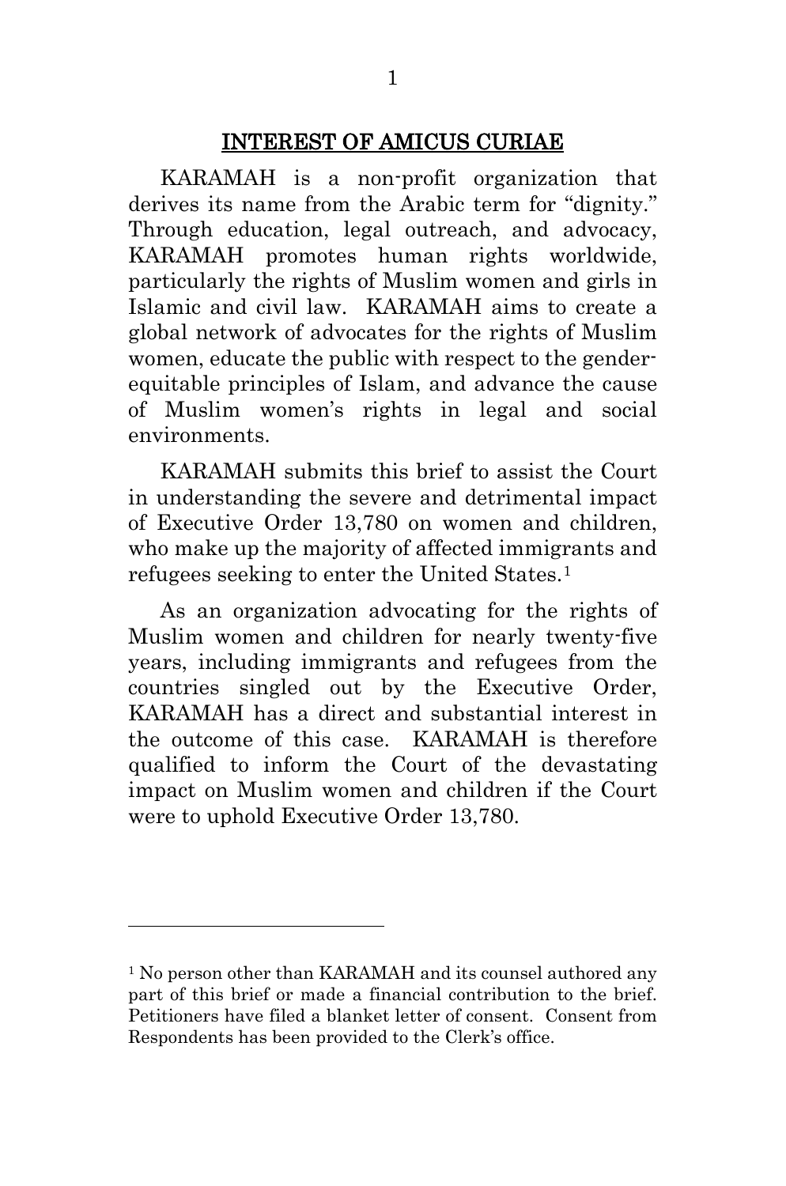## INTEREST OF AMICUS CURIAE

KARAMAH is a non-profit organization that derives its name from the Arabic term for "dignity." Through education, legal outreach, and advocacy, KARAMAH promotes human rights worldwide, particularly the rights of Muslim women and girls in Islamic and civil law. KARAMAH aims to create a global network of advocates for the rights of Muslim women, educate the public with respect to the gender-equitable principles of Islam, and advance the cause of Muslim women's rights in legal and social environments.

KARAMAH submits this brief to assist the Court in understanding the severe and detrimental impact of Executive Order 13,780 on women and children, who make up the majority of affected immigrants and refugees seeking to enter the United States.[1]

As an organization advocating for the rights of Muslim women and children for nearly twenty-five years, including immigrants and refugees from the countries singled out by the Executive Order, KARAMAH has a direct and substantial interest in the outcome of this case. KARAMAH is therefore qualified to inform the Court of the devastating impact on Muslim women and children if the Court were to uphold Executive Order 13,780.

---

[1] No person other than KARAMAH and its counsel authored any part of this brief or made a financial contribution to the brief. Petitioners have filed a blanket letter of consent. Consent from Respondents has been provided to the Clerk's office.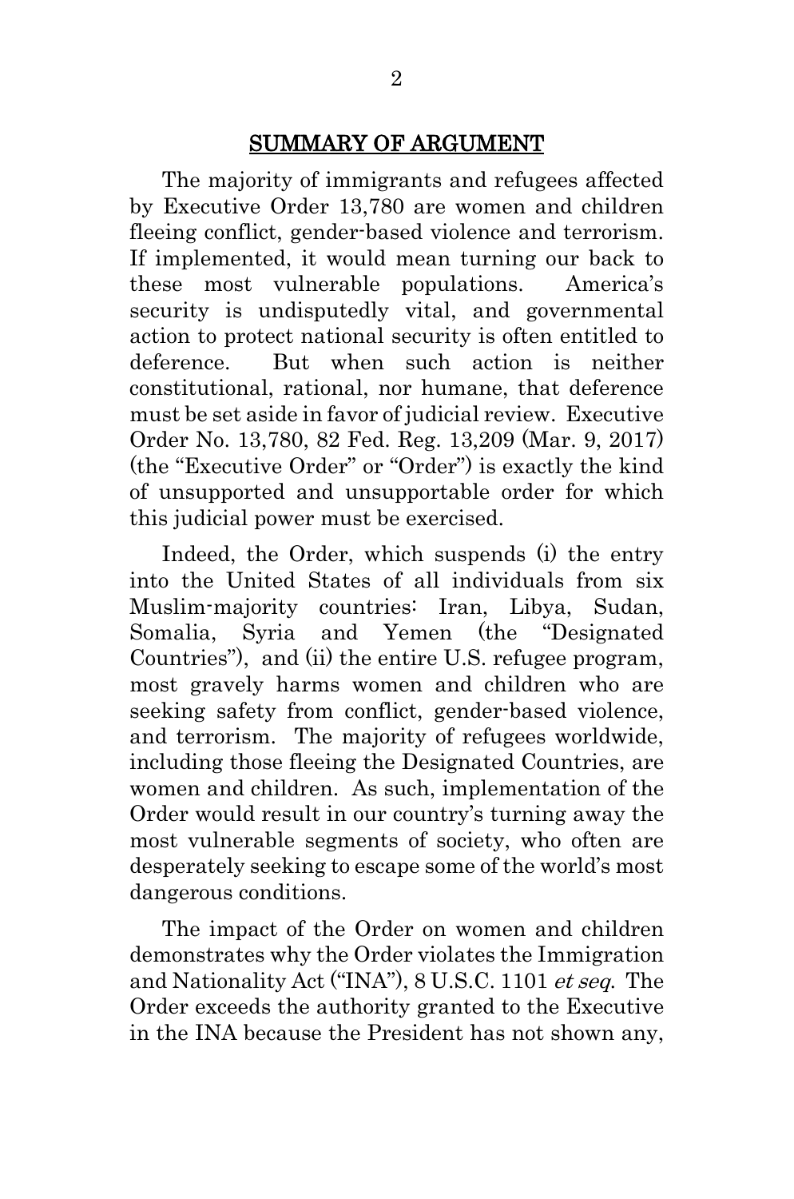## SUMMARY OF ARGUMENT

The majority of immigrants and refugees affected by Executive Order 13,780 are women and children fleeing conflict, gender-based violence and terrorism. If implemented, it would mean turning our back to these most vulnerable populations. America's security is undisputedly vital, and governmental action to protect national security is often entitled to deference. But when such action is neither constitutional, rational, nor humane, that deference must be set aside in favor of judicial review. Executive Order No. 13,780, 82 Fed. Reg. 13,209 (Mar. 9, 2017) (the "Executive Order" or "Order") is exactly the kind of unsupported and unsupportable order for which this judicial power must be exercised.

Indeed, the Order, which suspends (i) the entry into the United States of all individuals from six Muslim-majority countries: Iran, Libya, Sudan, Somalia, Syria and Yemen (the "Designated Countries"), and (ii) the entire U.S. refugee program, most gravely harms women and children who are seeking safety from conflict, gender-based violence, and terrorism. The majority of refugees worldwide, including those fleeing the Designated Countries, are women and children. As such, implementation of the Order would result in our country's turning away the most vulnerable segments of society, who often are desperately seeking to escape some of the world's most dangerous conditions.

The impact of the Order on women and children demonstrates why the Order violates the Immigration and Nationality Act ("INA"), 8 U.S.C. 1101 *et seq.* The Order exceeds the authority granted to the Executive in the INA because the President has not shown any,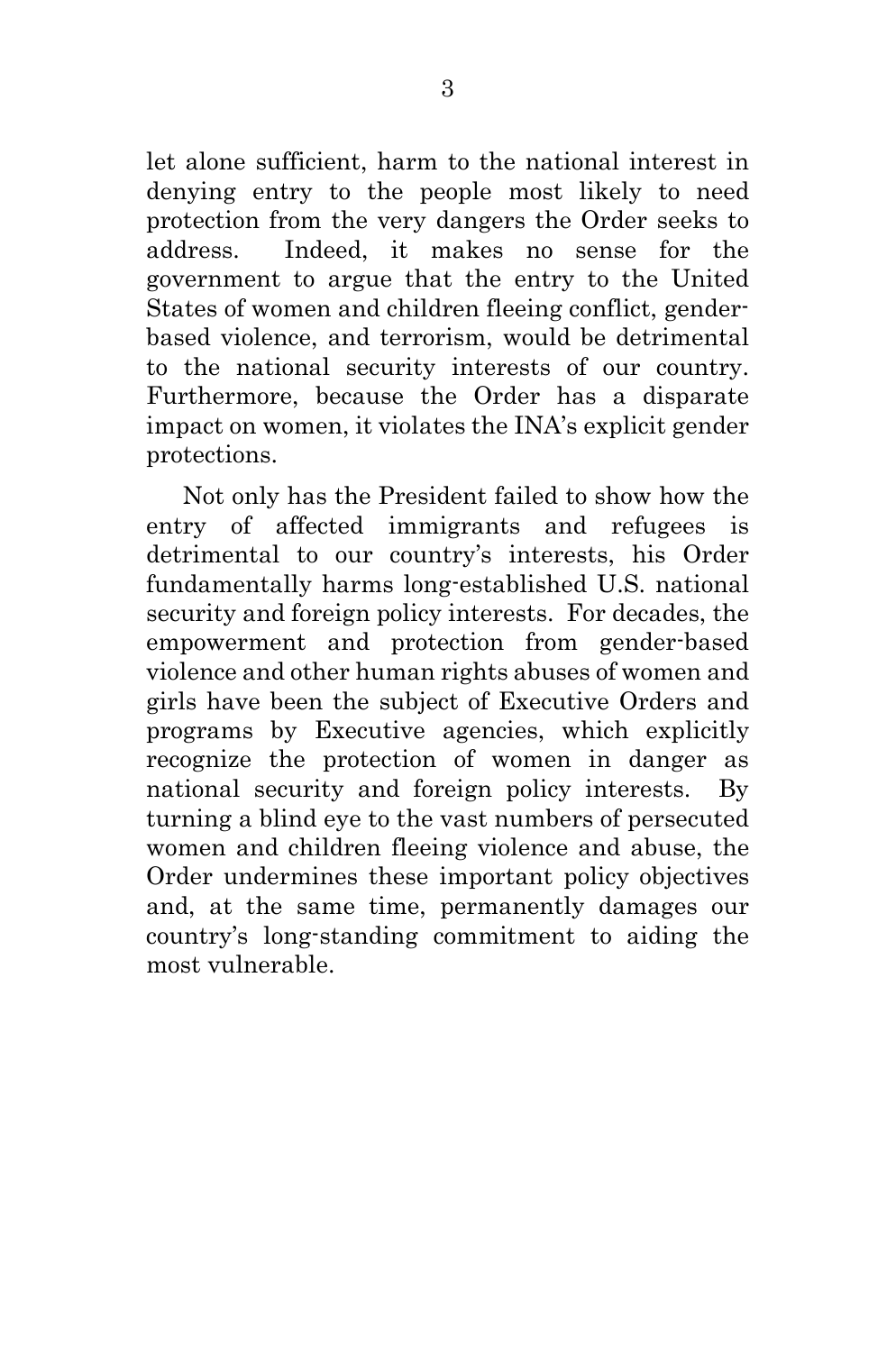let alone sufficient, harm to the national interest in denying entry to the people most likely to need protection from the very dangers the Order seeks to address. Indeed, it makes no sense for the government to argue that the entry to the United States of women and children fleeing conflict, gender-based violence, and terrorism, would be detrimental to the national security interests of our country. Furthermore, because the Order has a disparate impact on women, it violates the INA's explicit gender protections.

Not only has the President failed to show how the entry of affected immigrants and refugees is detrimental to our country's interests, his Order fundamentally harms long-established U.S. national security and foreign policy interests. For decades, the empowerment and protection from gender-based violence and other human rights abuses of women and girls have been the subject of Executive Orders and programs by Executive agencies, which explicitly recognize the protection of women in danger as national security and foreign policy interests. By turning a blind eye to the vast numbers of persecuted women and children fleeing violence and abuse, the Order undermines these important policy objectives and, at the same time, permanently damages our country's long-standing commitment to aiding the most vulnerable.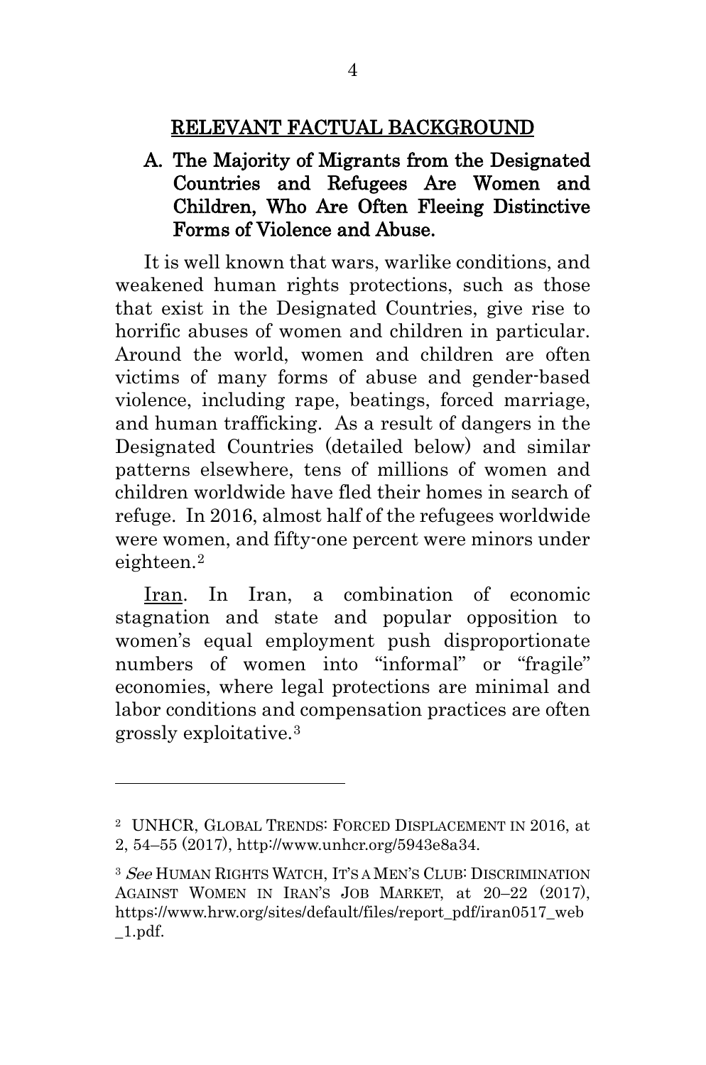## RELEVANT FACTUAL BACKGROUND

### A. The Majority of Migrants from the Designated Countries and Refugees Are Women and Children, Who Are Often Fleeing Distinctive Forms of Violence and Abuse.

It is well known that wars, warlike conditions, and weakened human rights protections, such as those that exist in the Designated Countries, give rise to horrific abuses of women and children in particular. Around the world, women and children are often victims of many forms of abuse and gender-based violence, including rape, beatings, forced marriage, and human trafficking. As a result of dangers in the Designated Countries (detailed below) and similar patterns elsewhere, tens of millions of women and children worldwide have fled their homes in search of refuge. In 2016, almost half of the refugees worldwide were women, and fifty-one percent were minors under eighteen.[2]

Iran. In Iran, a combination of economic stagnation and state and popular opposition to women's equal employment push disproportionate numbers of women into "informal" or "fragile" economies, where legal protections are minimal and labor conditions and compensation practices are often grossly exploitative.[3]

---

[2] UNHCR, GLOBAL TRENDS: FORCED DISPLACEMENT IN 2016, at 2, 54–55 (2017), http://www.unhcr.org/5943e8a34.

[3] *See* HUMAN RIGHTS WATCH, IT'S A MEN'S CLUB: DISCRIMINATION AGAINST WOMEN IN IRAN'S JOB MARKET, at 20–22 (2017), https://www.hrw.org/sites/default/files/report_pdf/iran0517_web_1.pdf.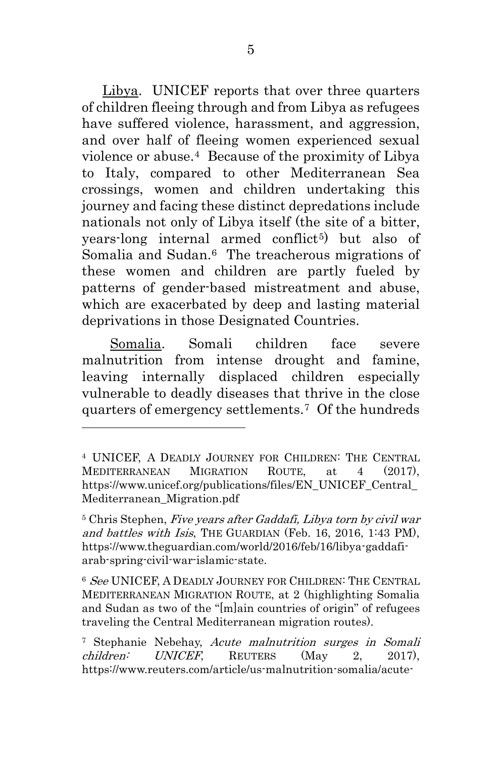Libya. UNICEF reports that over three quarters of children fleeing through and from Libya as refugees have suffered violence, harassment, and aggression, and over half of fleeing women experienced sexual violence or abuse.[4] Because of the proximity of Libya to Italy, compared to other Mediterranean Sea crossings, women and children undertaking this journey and facing these distinct depredations include nationals not only of Libya itself (the site of a bitter, years-long internal armed conflict[5]) but also of Somalia and Sudan.[6] The treacherous migrations of these women and children are partly fueled by patterns of gender-based mistreatment and abuse, which are exacerbated by deep and lasting material deprivations in those Designated Countries.

Somalia. Somali children face severe malnutrition from intense drought and famine, leaving internally displaced children especially vulnerable to deadly diseases that thrive in the close quarters of emergency settlements.[7] Of the hundreds

---

[4] UNICEF, A DEADLY JOURNEY FOR CHILDREN: THE CENTRAL MEDITERRANEAN MIGRATION ROUTE, at 4 (2017), https://www.unicef.org/publications/files/EN_UNICEF_Central_Mediterranean_Migration.pdf

[5] Chris Stephen, *Five years after Gaddafi, Libya torn by civil war and battles with Isis*, THE GUARDIAN (Feb. 16, 2016, 1:43 PM), https://www.theguardian.com/world/2016/feb/16/libya-gaddafi-arab-spring-civil-war-islamic-state.

[6] *See* UNICEF, A DEADLY JOURNEY FOR CHILDREN: THE CENTRAL MEDITERRANEAN MIGRATION ROUTE, at 2 (highlighting Somalia and Sudan as two of the "[m]ain countries of origin" of refugees traveling the Central Mediterranean migration routes).

[7] Stephanie Nebehay, *Acute malnutrition surges in Somali children: UNICEF*, REUTERS (May 2, 2017), https://www.reuters.com/article/us-malnutrition-somalia/acute-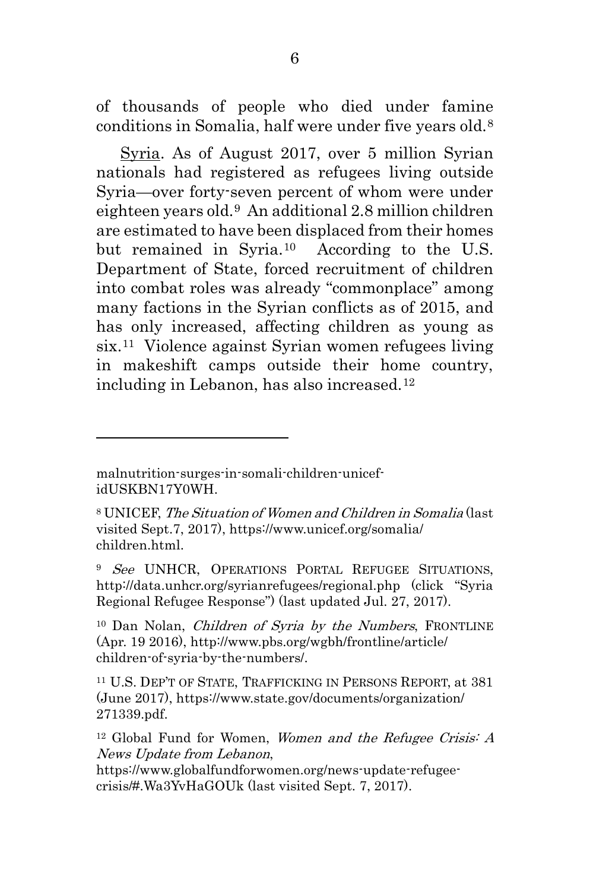of thousands of people who died under famine conditions in Somalia, half were under five years old.[8]

Syria. As of August 2017, over 5 million Syrian nationals had registered as refugees living outside Syria—over forty-seven percent of whom were under eighteen years old.[9] An additional 2.8 million children are estimated to have been displaced from their homes but remained in Syria.[10] According to the U.S. Department of State, forced recruitment of children into combat roles was already "commonplace" among many factions in the Syrian conflicts as of 2015, and has only increased, affecting children as young as six.[11] Violence against Syrian women refugees living in makeshift camps outside their home country, including in Lebanon, has also increased.[12]

---

malnutrition-surges-in-somali-children-unicef-idUSKBN17Y0WH.

[8] UNICEF, *The Situation of Women and Children in Somalia* (last visited Sept.7, 2017), https://www.unicef.org/somalia/children.html.

[9] *See* UNHCR, OPERATIONS PORTAL REFUGEE SITUATIONS, http://data.unhcr.org/syrianrefugees/regional.php (click "Syria Regional Refugee Response") (last updated Jul. 27, 2017).

[10] Dan Nolan, *Children of Syria by the Numbers*, FRONTLINE (Apr. 19 2016), http://www.pbs.org/wgbh/frontline/article/children-of-syria-by-the-numbers/.

[11] U.S. DEP'T OF STATE, TRAFFICKING IN PERSONS REPORT, at 381 (June 2017), https://www.state.gov/documents/organization/271339.pdf.

[12] Global Fund for Women, *Women and the Refugee Crisis: A News Update from Lebanon*, https://www.globalfundforwomen.org/news-update-refugee-crisis/#.Wa3YvHaGOUk (last visited Sept. 7, 2017).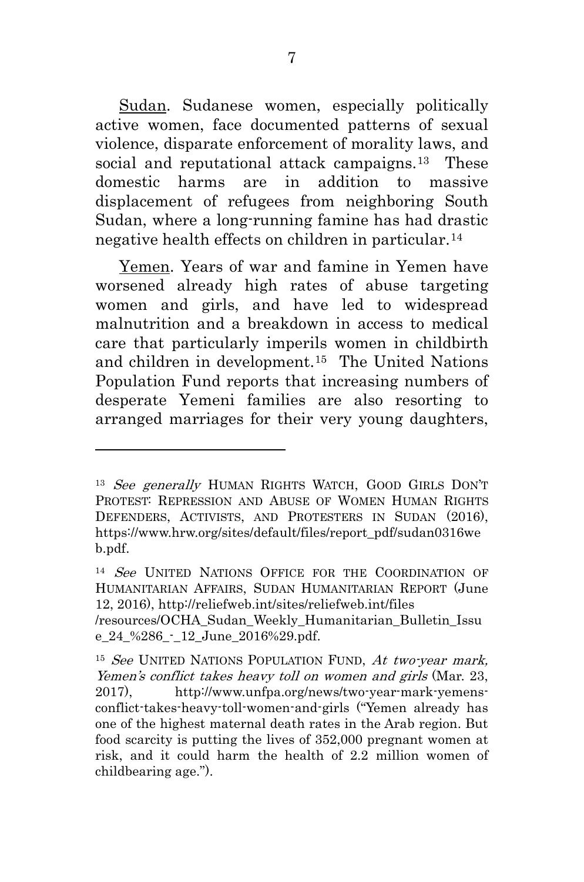<u>Sudan</u>. Sudanese women, especially politically active women, face documented patterns of sexual violence, disparate enforcement of morality laws, and social and reputational attack campaigns.[13] These domestic harms are in addition to massive displacement of refugees from neighboring South Sudan, where a long-running famine has had drastic negative health effects on children in particular.[14]

<u>Yemen</u>. Years of war and famine in Yemen have worsened already high rates of abuse targeting women and girls, and have led to widespread malnutrition and a breakdown in access to medical care that particularly imperils women in childbirth and children in development.[15] The United Nations Population Fund reports that increasing numbers of desperate Yemeni families are also resorting to arranged marriages for their very young daughters,

---

[13] *See generally* HUMAN RIGHTS WATCH, GOOD GIRLS DON'T PROTEST: REPRESSION AND ABUSE OF WOMEN HUMAN RIGHTS DEFENDERS, ACTIVISTS, AND PROTESTERS IN SUDAN (2016), https://www.hrw.org/sites/default/files/report_pdf/sudan0316web.pdf.

[14] *See* UNITED NATIONS OFFICE FOR THE COORDINATION OF HUMANITARIAN AFFAIRS, SUDAN HUMANITARIAN REPORT (June 12, 2016), http://reliefweb.int/sites/reliefweb.int/files/resources/OCHA_Sudan_Weekly_Humanitarian_Bulletin_Issue_24_%286_-_12_June_2016%29.pdf.

[15] *See* UNITED NATIONS POPULATION FUND, *At two-year mark, Yemen's conflict takes heavy toll on women and girls* (Mar. 23, 2017), http://www.unfpa.org/news/two-year-mark-yemens-conflict-takes-heavy-toll-women-and-girls ("Yemen already has one of the highest maternal death rates in the Arab region. But food scarcity is putting the lives of 352,000 pregnant women at risk, and it could harm the health of 2.2 million women of childbearing age.").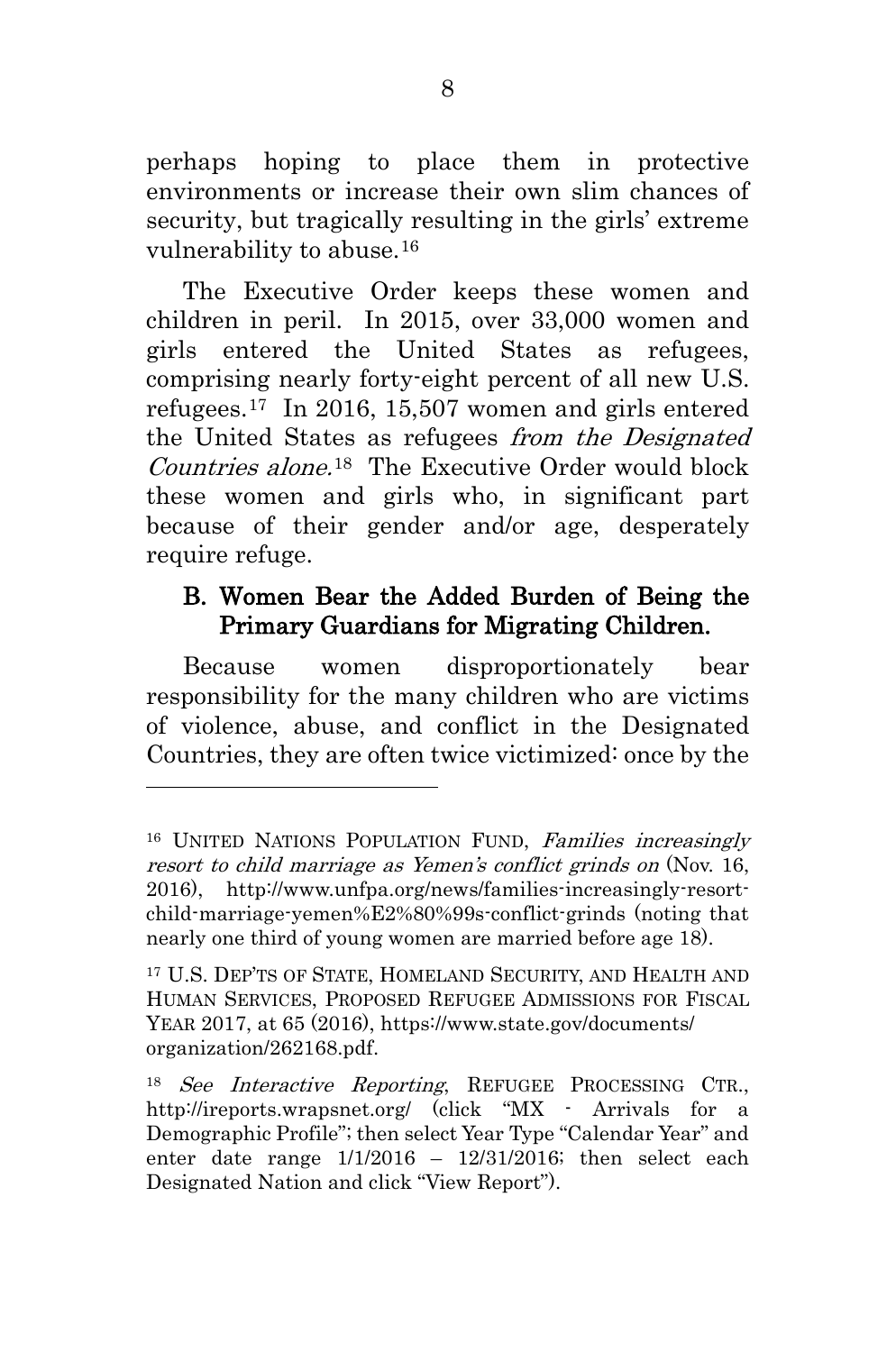perhaps hoping to place them in protective environments or increase their own slim chances of security, but tragically resulting in the girls' extreme vulnerability to abuse.[16]

The Executive Order keeps these women and children in peril. In 2015, over 33,000 women and girls entered the United States as refugees, comprising nearly forty-eight percent of all new U.S. refugees.[17] In 2016, 15,507 women and girls entered the United States as refugees *from the Designated Countries alone*.[18] The Executive Order would block these women and girls who, in significant part because of their gender and/or age, desperately require refuge.

### B. Women Bear the Added Burden of Being the Primary Guardians for Migrating Children.

Because women disproportionately bear responsibility for the many children who are victims of violence, abuse, and conflict in the Designated Countries, they are often twice victimized: once by the

---

[16] UNITED NATIONS POPULATION FUND, *Families increasingly resort to child marriage as Yemen's conflict grinds on* (Nov. 16, 2016), http://www.unfpa.org/news/families-increasingly-resort-child-marriage-yemen%E2%80%99s-conflict-grinds (noting that nearly one third of young women are married before age 18).

[17] U.S. DEP'TS OF STATE, HOMELAND SECURITY, AND HEALTH AND HUMAN SERVICES, PROPOSED REFUGEE ADMISSIONS FOR FISCAL YEAR 2017, at 65 (2016), https://www.state.gov/documents/organization/262168.pdf.

[18] *See Interactive Reporting*, REFUGEE PROCESSING CTR., http://ireports.wrapsnet.org/ (click "MX - Arrivals for a Demographic Profile"; then select Year Type "Calendar Year" and enter date range 1/1/2016 – 12/31/2016; then select each Designated Nation and click "View Report").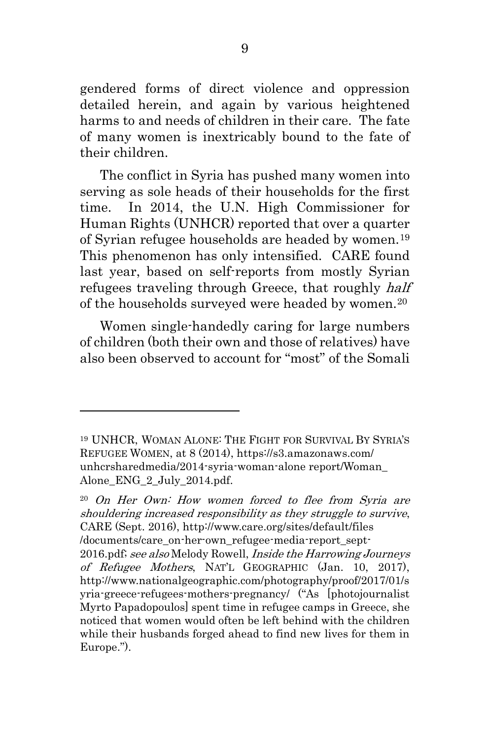gendered forms of direct violence and oppression detailed herein, and again by various heightened harms to and needs of children in their care. The fate of many women is inextricably bound to the fate of their children.

The conflict in Syria has pushed many women into serving as sole heads of their households for the first time. In 2014, the U.N. High Commissioner for Human Rights (UNHCR) reported that over a quarter of Syrian refugee households are headed by women.[19] This phenomenon has only intensified. CARE found last year, based on self-reports from mostly Syrian refugees traveling through Greece, that roughly *half* of the households surveyed were headed by women.[20]

Women single-handedly caring for large numbers of children (both their own and those of relatives) have also been observed to account for "most" of the Somali

---

[19] UNHCR, WOMAN ALONE: THE FIGHT FOR SURVIVAL BY SYRIA'S REFUGEE WOMEN, at 8 (2014), https://s3.amazonaws.com/unhcrsharedmedia/2014-syria-woman-alone report/Woman_Alone_ENG_2_July_2014.pdf.

[20] *On Her Own: How women forced to flee from Syria are shouldering increased responsibility as they struggle to survive*, CARE (Sept. 2016), http://www.care.org/sites/default/files/documents/care_on-her-own_refugee-media-report_sept-2016.pdf; *see also* Melody Rowell, *Inside the Harrowing Journeys of Refugee Mothers*, NAT'L GEOGRAPHIC (Jan. 10, 2017), http://www.nationalgeographic.com/photography/proof/2017/01/syria-greece-refugees-mothers-pregnancy/ ("As [photojournalist Myrto Papadopoulos] spent time in refugee camps in Greece, she noticed that women would often be left behind with the children while their husbands forged ahead to find new lives for them in Europe.").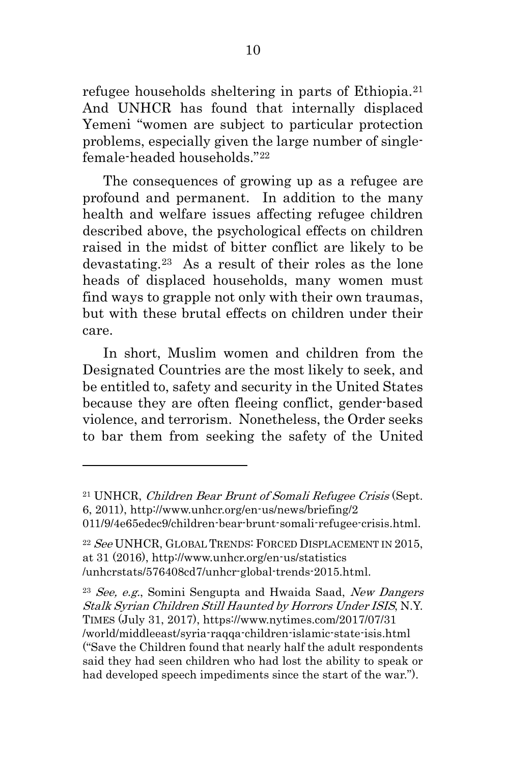refugee households sheltering in parts of Ethiopia.[21] And UNHCR has found that internally displaced Yemeni "women are subject to particular protection problems, especially given the large number of single-female-headed households."[22]

The consequences of growing up as a refugee are profound and permanent. In addition to the many health and welfare issues affecting refugee children described above, the psychological effects on children raised in the midst of bitter conflict are likely to be devastating.[23] As a result of their roles as the lone heads of displaced households, many women must find ways to grapple not only with their own traumas, but with these brutal effects on children under their care.

In short, Muslim women and children from the Designated Countries are the most likely to seek, and be entitled to, safety and security in the United States because they are often fleeing conflict, gender-based violence, and terrorism. Nonetheless, the Order seeks to bar them from seeking the safety of the United

---

[21] UNHCR, *Children Bear Brunt of Somali Refugee Crisis* (Sept. 6, 2011), http://www.unhcr.org/en-us/news/briefing/2011/9/4e65edec9/children-bear-brunt-somali-refugee-crisis.html.

[22] *See* UNHCR, GLOBAL TRENDS: FORCED DISPLACEMENT IN 2015, at 31 (2016), http://www.unhcr.org/en-us/statistics/unhcrstats/576408cd7/unhcr-global-trends-2015.html.

[23] *See, e.g.*, Somini Sengupta and Hwaida Saad, *New Dangers Stalk Syrian Children Still Haunted by Horrors Under ISIS*, N.Y. TIMES (July 31, 2017), https://www.nytimes.com/2017/07/31/world/middleeast/syria-raqqa-children-islamic-state-isis.html ("Save the Children found that nearly half the adult respondents said they had seen children who had lost the ability to speak or had developed speech impediments since the start of the war.").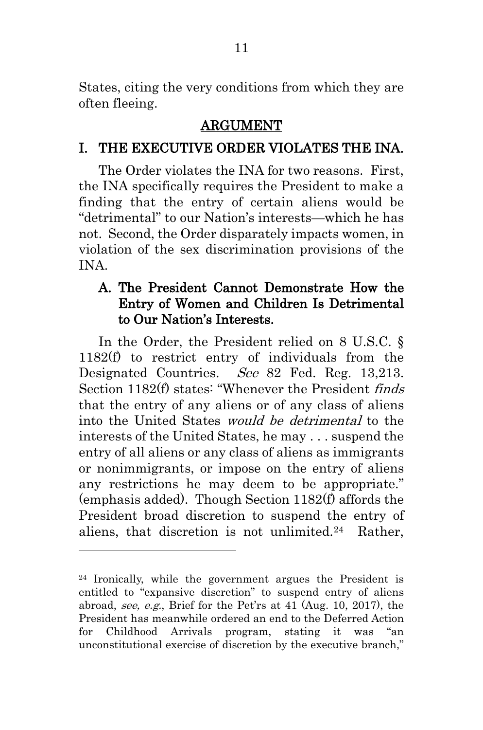States, citing the very conditions from which they are often fleeing.

## ARGUMENT

## I. THE EXECUTIVE ORDER VIOLATES THE INA.

The Order violates the INA for two reasons. First, the INA specifically requires the President to make a finding that the entry of certain aliens would be "detrimental" to our Nation's interests—which he has not. Second, the Order disparately impacts women, in violation of the sex discrimination provisions of the INA.

### A. The President Cannot Demonstrate How the Entry of Women and Children Is Detrimental to Our Nation's Interests.

In the Order, the President relied on 8 U.S.C. § 1182(f) to restrict entry of individuals from the Designated Countries. *See* 82 Fed. Reg. 13,213. Section 1182(f) states: "Whenever the President *finds* that the entry of any aliens or of any class of aliens into the United States *would be detrimental* to the interests of the United States, he may . . . suspend the entry of all aliens or any class of aliens as immigrants or nonimmigrants, or impose on the entry of aliens any restrictions he may deem to be appropriate." (emphasis added). Though Section 1182(f) affords the President broad discretion to suspend the entry of aliens, that discretion is not unlimited.[24] Rather,

---

[24] Ironically, while the government argues the President is entitled to "expansive discretion" to suspend entry of aliens abroad, *see, e.g.*, Brief for the Pet'rs at 41 (Aug. 10, 2017), the President has meanwhile ordered an end to the Deferred Action for Childhood Arrivals program, stating it was "an unconstitutional exercise of discretion by the executive branch,"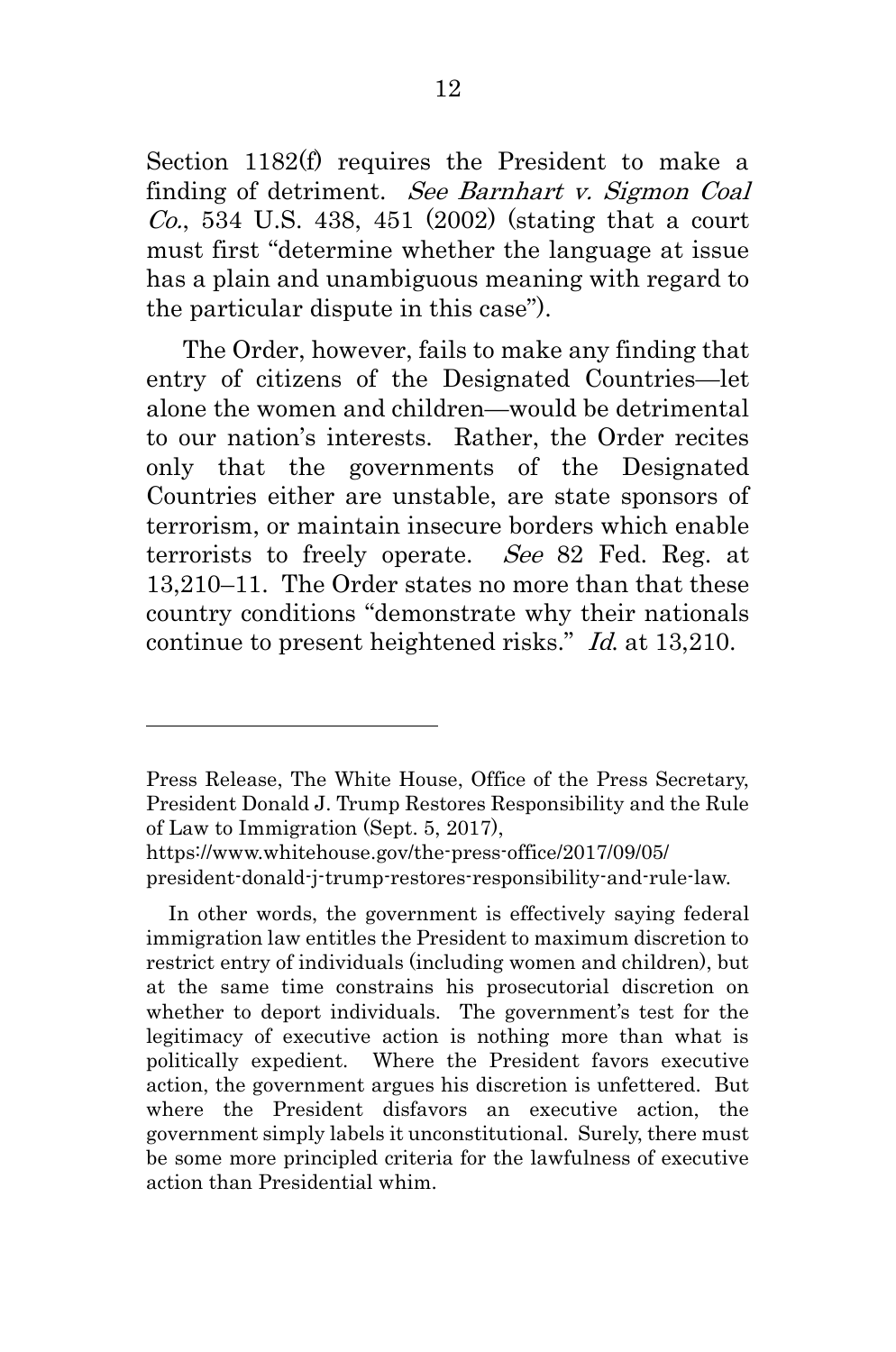Section 1182(f) requires the President to make a finding of detriment. *See Barnhart v. Sigmon Coal Co.*, 534 U.S. 438, 451 (2002) (stating that a court must first "determine whether the language at issue has a plain and unambiguous meaning with regard to the particular dispute in this case").

The Order, however, fails to make any finding that entry of citizens of the Designated Countries—let alone the women and children—would be detrimental to our nation's interests. Rather, the Order recites only that the governments of the Designated Countries either are unstable, are state sponsors of terrorism, or maintain insecure borders which enable terrorists to freely operate. *See* 82 Fed. Reg. at 13,210–11. The Order states no more than that these country conditions "demonstrate why their nationals continue to present heightened risks." *Id.* at 13,210.

---

Press Release, The White House, Office of the Press Secretary, President Donald J. Trump Restores Responsibility and the Rule of Law to Immigration (Sept. 5, 2017), https://www.whitehouse.gov/the-press-office/2017/09/05/president-donald-j-trump-restores-responsibility-and-rule-law.

In other words, the government is effectively saying federal immigration law entitles the President to maximum discretion to restrict entry of individuals (including women and children), but at the same time constrains his prosecutorial discretion on whether to deport individuals. The government's test for the legitimacy of executive action is nothing more than what is politically expedient. Where the President favors executive action, the government argues his discretion is unfettered. But where the President disfavors an executive action, the government simply labels it unconstitutional. Surely, there must be some more principled criteria for the lawfulness of executive action than Presidential whim.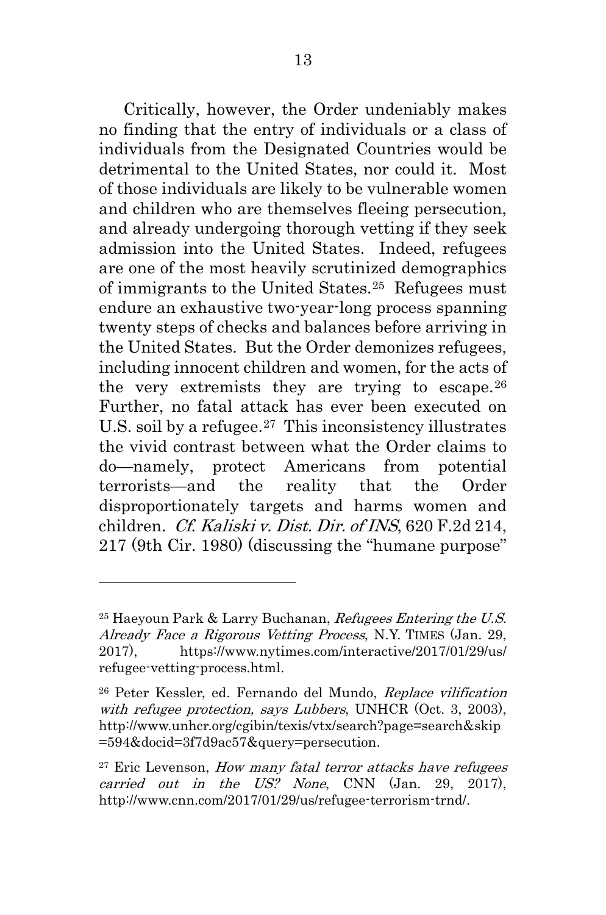Critically, however, the Order undeniably makes no finding that the entry of individuals or a class of individuals from the Designated Countries would be detrimental to the United States, nor could it. Most of those individuals are likely to be vulnerable women and children who are themselves fleeing persecution, and already undergoing thorough vetting if they seek admission into the United States. Indeed, refugees are one of the most heavily scrutinized demographics of immigrants to the United States.[25] Refugees must endure an exhaustive two-year-long process spanning twenty steps of checks and balances before arriving in the United States. But the Order demonizes refugees, including innocent children and women, for the acts of the very extremists they are trying to escape.[26] Further, no fatal attack has ever been executed on U.S. soil by a refugee.[27] This inconsistency illustrates the vivid contrast between what the Order claims to do—namely, protect Americans from potential terrorists—and the reality that the Order disproportionately targets and harms women and children. *Cf. Kaliski v. Dist. Dir. of INS*, 620 F.2d 214, 217 (9th Cir. 1980) (discussing the "humane purpose"

---

[25] Haeyoun Park & Larry Buchanan, *Refugees Entering the U.S. Already Face a Rigorous Vetting Process*, N.Y. TIMES (Jan. 29, 2017), https://www.nytimes.com/interactive/2017/01/29/us/refugee-vetting-process.html.

[26] Peter Kessler, ed. Fernando del Mundo, *Replace vilification with refugee protection, says Lubbers*, UNHCR (Oct. 3, 2003), http://www.unhcr.org/cgibin/texis/vtx/search?page=search&skip=594&docid=3f7d9ac57&query=persecution.

[27] Eric Levenson, *How many fatal terror attacks have refugees carried out in the US? None*, CNN (Jan. 29, 2017), http://www.cnn.com/2017/01/29/us/refugee-terrorism-trnd/.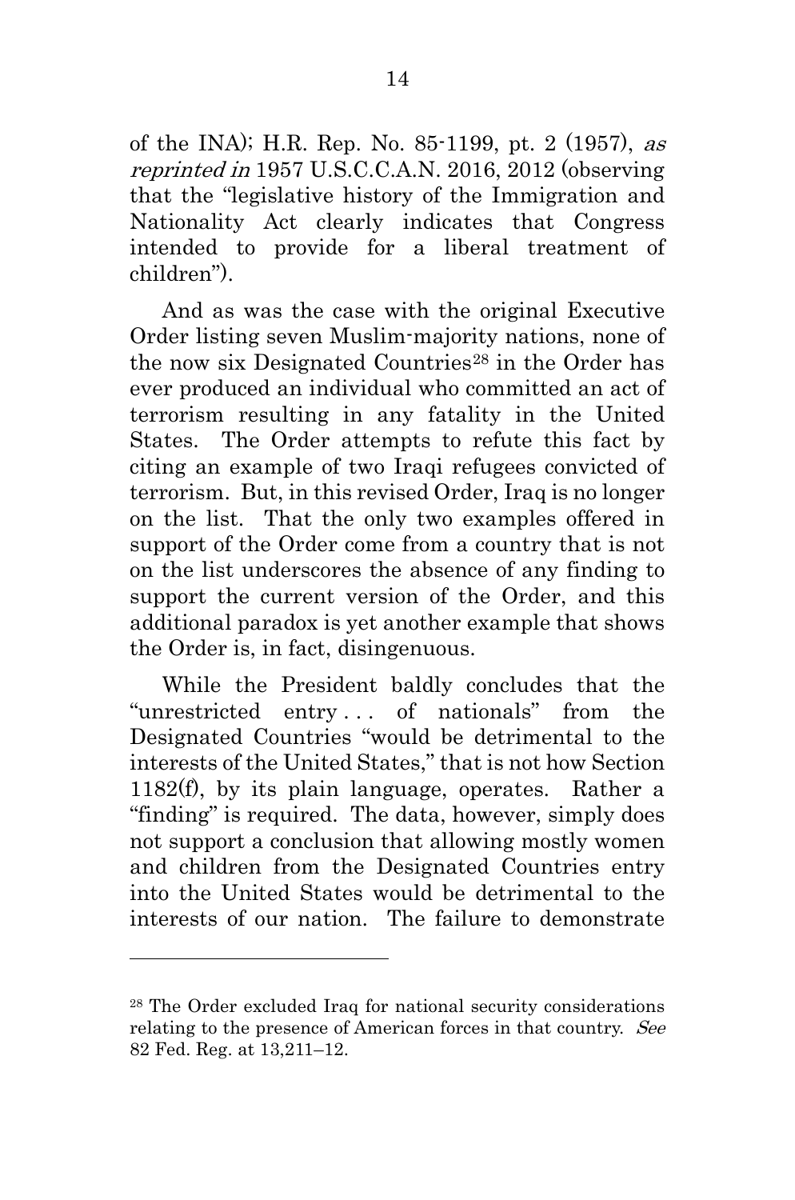of the INA); H.R. Rep. No. 85-1199, pt. 2 (1957), *as reprinted in* 1957 U.S.C.C.A.N. 2016, 2012 (observing that the "legislative history of the Immigration and Nationality Act clearly indicates that Congress intended to provide for a liberal treatment of children").

And as was the case with the original Executive Order listing seven Muslim-majority nations, none of the now six Designated Countries[28] in the Order has ever produced an individual who committed an act of terrorism resulting in any fatality in the United States. The Order attempts to refute this fact by citing an example of two Iraqi refugees convicted of terrorism. But, in this revised Order, Iraq is no longer on the list. That the only two examples offered in support of the Order come from a country that is not on the list underscores the absence of any finding to support the current version of the Order, and this additional paradox is yet another example that shows the Order is, in fact, disingenuous.

While the President baldly concludes that the "unrestricted entry . . . of nationals" from the Designated Countries "would be detrimental to the interests of the United States," that is not how Section 1182(f), by its plain language, operates. Rather a "finding" is required. The data, however, simply does not support a conclusion that allowing mostly women and children from the Designated Countries entry into the United States would be detrimental to the interests of our nation. The failure to demonstrate

---

[28] The Order excluded Iraq for national security considerations relating to the presence of American forces in that country. *See* 82 Fed. Reg. at 13,211–12.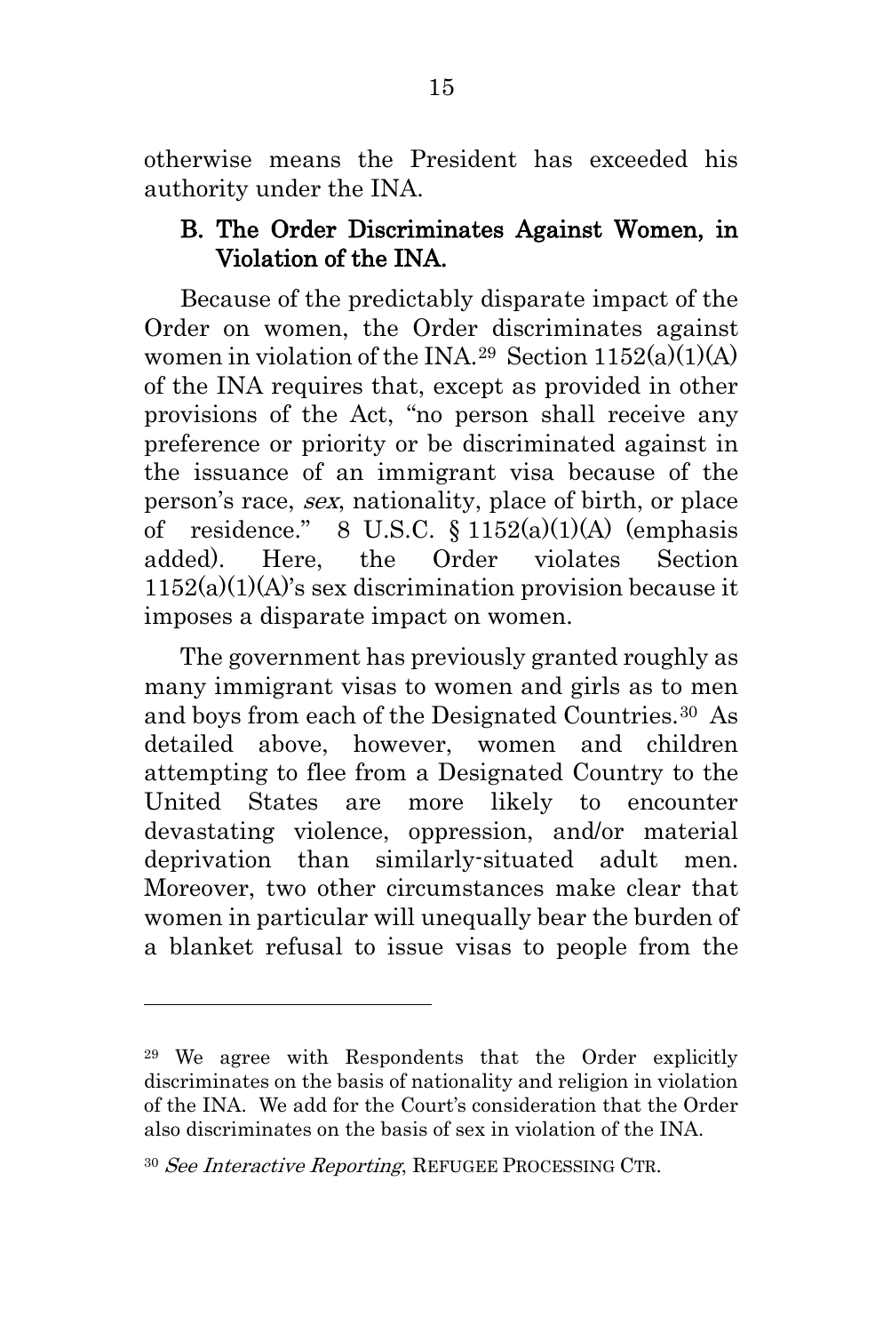otherwise means the President has exceeded his authority under the INA.

### B. The Order Discriminates Against Women, in Violation of the INA.

Because of the predictably disparate impact of the Order on women, the Order discriminates against women in violation of the INA.[29] Section 1152(a)(1)(A) of the INA requires that, except as provided in other provisions of the Act, "no person shall receive any preference or priority or be discriminated against in the issuance of an immigrant visa because of the person's race, *sex*, nationality, place of birth, or place of residence." 8 U.S.C. § 1152(a)(1)(A) (emphasis added). Here, the Order violates Section 1152(a)(1)(A)'s sex discrimination provision because it imposes a disparate impact on women.

The government has previously granted roughly as many immigrant visas to women and girls as to men and boys from each of the Designated Countries.[30] As detailed above, however, women and children attempting to flee from a Designated Country to the United States are more likely to encounter devastating violence, oppression, and/or material deprivation than similarly-situated adult men. Moreover, two other circumstances make clear that women in particular will unequally bear the burden of a blanket refusal to issue visas to people from the

---

[29] We agree with Respondents that the Order explicitly discriminates on the basis of nationality and religion in violation of the INA. We add for the Court's consideration that the Order also discriminates on the basis of sex in violation of the INA.

[30] *See Interactive Reporting*, REFUGEE PROCESSING CTR.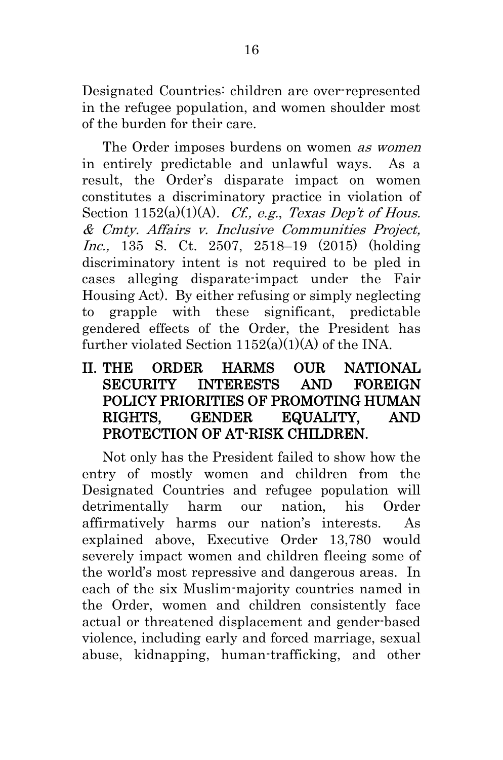Designated Countries: children are over-represented in the refugee population, and women shoulder most of the burden for their care.

The Order imposes burdens on women *as women* in entirely predictable and unlawful ways. As a result, the Order's disparate impact on women constitutes a discriminatory practice in violation of Section 1152(a)(1)(A). *Cf., e.g.*, *Texas Dep't of Hous. & Cmty. Affairs v. Inclusive Communities Project, Inc.,* 135 S. Ct. 2507, 2518–19 (2015) (holding discriminatory intent is not required to be pled in cases alleging disparate-impact under the Fair Housing Act). By either refusing or simply neglecting to grapple with these significant, predictable gendered effects of the Order, the President has further violated Section 1152(a)(1)(A) of the INA.

## II. THE ORDER HARMS OUR NATIONAL SECURITY INTERESTS AND FOREIGN POLICY PRIORITIES OF PROMOTING HUMAN RIGHTS, GENDER EQUALITY, AND PROTECTION OF AT-RISK CHILDREN.

Not only has the President failed to show how the entry of mostly women and children from the Designated Countries and refugee population will detrimentally harm our nation, his Order affirmatively harms our nation's interests. As explained above, Executive Order 13,780 would severely impact women and children fleeing some of the world's most repressive and dangerous areas. In each of the six Muslim-majority countries named in the Order, women and children consistently face actual or threatened displacement and gender-based violence, including early and forced marriage, sexual abuse, kidnapping, human-trafficking, and other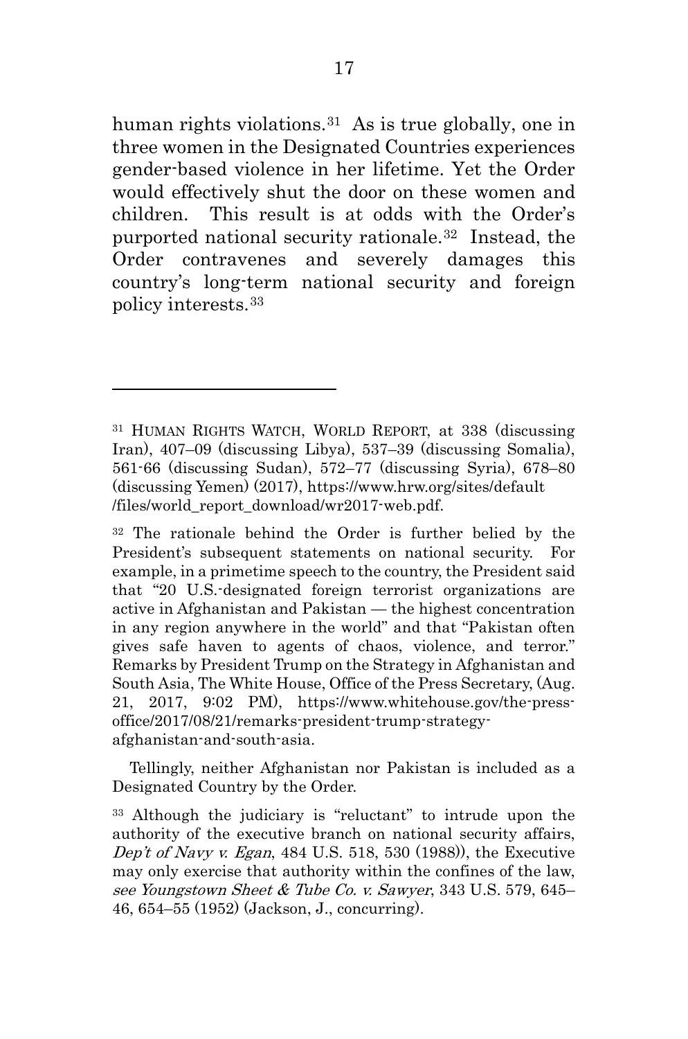human rights violations.[31] As is true globally, one in three women in the Designated Countries experiences gender-based violence in her lifetime. Yet the Order would effectively shut the door on these women and children. This result is at odds with the Order's purported national security rationale.[32] Instead, the Order contravenes and severely damages this country's long-term national security and foreign policy interests.[33]

---

[31] HUMAN RIGHTS WATCH, WORLD REPORT, at 338 (discussing Iran), 407–09 (discussing Libya), 537–39 (discussing Somalia), 561-66 (discussing Sudan), 572–77 (discussing Syria), 678–80 (discussing Yemen) (2017), https://www.hrw.org/sites/default /files/world_report_download/wr2017-web.pdf.

[32] The rationale behind the Order is further belied by the President's subsequent statements on national security. For example, in a primetime speech to the country, the President said that "20 U.S.-designated foreign terrorist organizations are active in Afghanistan and Pakistan — the highest concentration in any region anywhere in the world" and that "Pakistan often gives safe haven to agents of chaos, violence, and terror." Remarks by President Trump on the Strategy in Afghanistan and South Asia, The White House, Office of the Press Secretary, (Aug. 21, 2017, 9:02 PM), https://www.whitehouse.gov/the-press-office/2017/08/21/remarks-president-trump-strategy-afghanistan-and-south-asia.

Tellingly, neither Afghanistan nor Pakistan is included as a Designated Country by the Order.

[33] Although the judiciary is "reluctant" to intrude upon the authority of the executive branch on national security affairs, *Dep't of Navy v. Egan*, 484 U.S. 518, 530 (1988)), the Executive may only exercise that authority within the confines of the law, *see Youngstown Sheet & Tube Co. v. Sawyer*, 343 U.S. 579, 645–46, 654–55 (1952) (Jackson, J., concurring).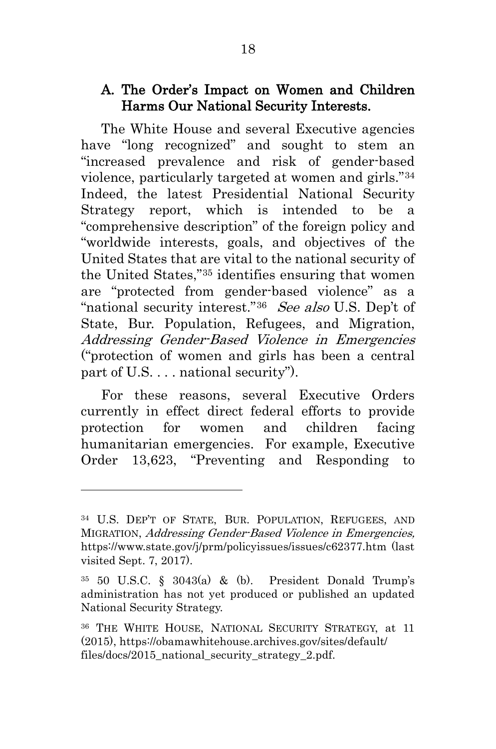### A. The Order's Impact on Women and Children Harms Our National Security Interests.

The White House and several Executive agencies have "long recognized" and sought to stem an "increased prevalence and risk of gender-based violence, particularly targeted at women and girls."[34] Indeed, the latest Presidential National Security Strategy report, which is intended to be a "comprehensive description" of the foreign policy and "worldwide interests, goals, and objectives of the United States that are vital to the national security of the United States,"[35] identifies ensuring that women are "protected from gender-based violence" as a "national security interest."[36] *See also* U.S. Dep't of State, Bur. Population, Refugees, and Migration, *Addressing Gender-Based Violence in Emergencies* ("protection of women and girls has been a central part of U.S. . . . national security").

For these reasons, several Executive Orders currently in effect direct federal efforts to provide protection for women and children facing humanitarian emergencies. For example, Executive Order 13,623, "Preventing and Responding to

---

[34] U.S. DEP'T OF STATE, BUR. POPULATION, REFUGEES, AND MIGRATION, *Addressing Gender-Based Violence in Emergencies,* https://www.state.gov/j/prm/policyissues/issues/c62377.htm (last visited Sept. 7, 2017).

[35] 50 U.S.C. § 3043(a) & (b). President Donald Trump's administration has not yet produced or published an updated National Security Strategy.

[36] THE WHITE HOUSE, NATIONAL SECURITY STRATEGY, at 11 (2015), https://obamawhitehouse.archives.gov/sites/default/files/docs/2015_national_security_strategy_2.pdf.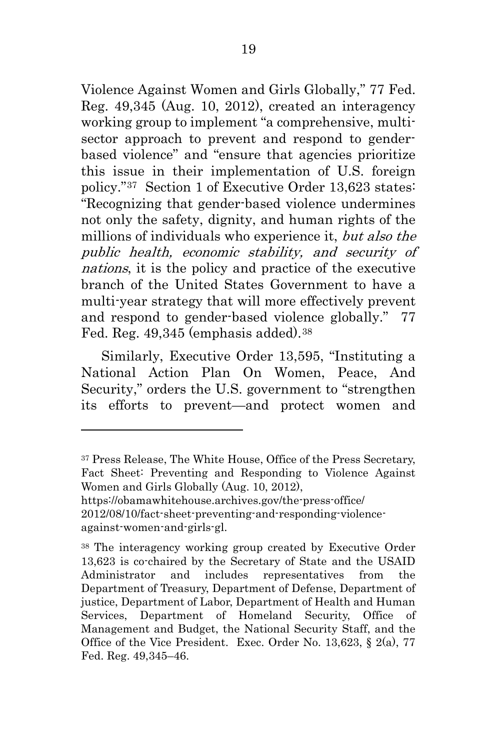Violence Against Women and Girls Globally," 77 Fed. Reg. 49,345 (Aug. 10, 2012), created an interagency working group to implement "a comprehensive, multi-sector approach to prevent and respond to gender-based violence" and "ensure that agencies prioritize this issue in their implementation of U.S. foreign policy."[37] Section 1 of Executive Order 13,623 states: "Recognizing that gender-based violence undermines not only the safety, dignity, and human rights of the millions of individuals who experience it, *but also the public health, economic stability, and security of nations*, it is the policy and practice of the executive branch of the United States Government to have a multi-year strategy that will more effectively prevent and respond to gender-based violence globally." 77 Fed. Reg. 49,345 (emphasis added).[38]

Similarly, Executive Order 13,595, "Instituting a National Action Plan On Women, Peace, And Security," orders the U.S. government to "strengthen its efforts to prevent—and protect women and

---

[37] Press Release, The White House, Office of the Press Secretary, Fact Sheet: Preventing and Responding to Violence Against Women and Girls Globally (Aug. 10, 2012), https://obamawhitehouse.archives.gov/the-press-office/2012/08/10/fact-sheet-preventing-and-responding-violence-against-women-and-girls-gl.

[38] The interagency working group created by Executive Order 13,623 is co-chaired by the Secretary of State and the USAID Administrator and includes representatives from the Department of Treasury, Department of Defense, Department of justice, Department of Labor, Department of Health and Human Services, Department of Homeland Security, Office of Management and Budget, the National Security Staff, and the Office of the Vice President. Exec. Order No. 13,623, § 2(a), 77 Fed. Reg. 49,345–46.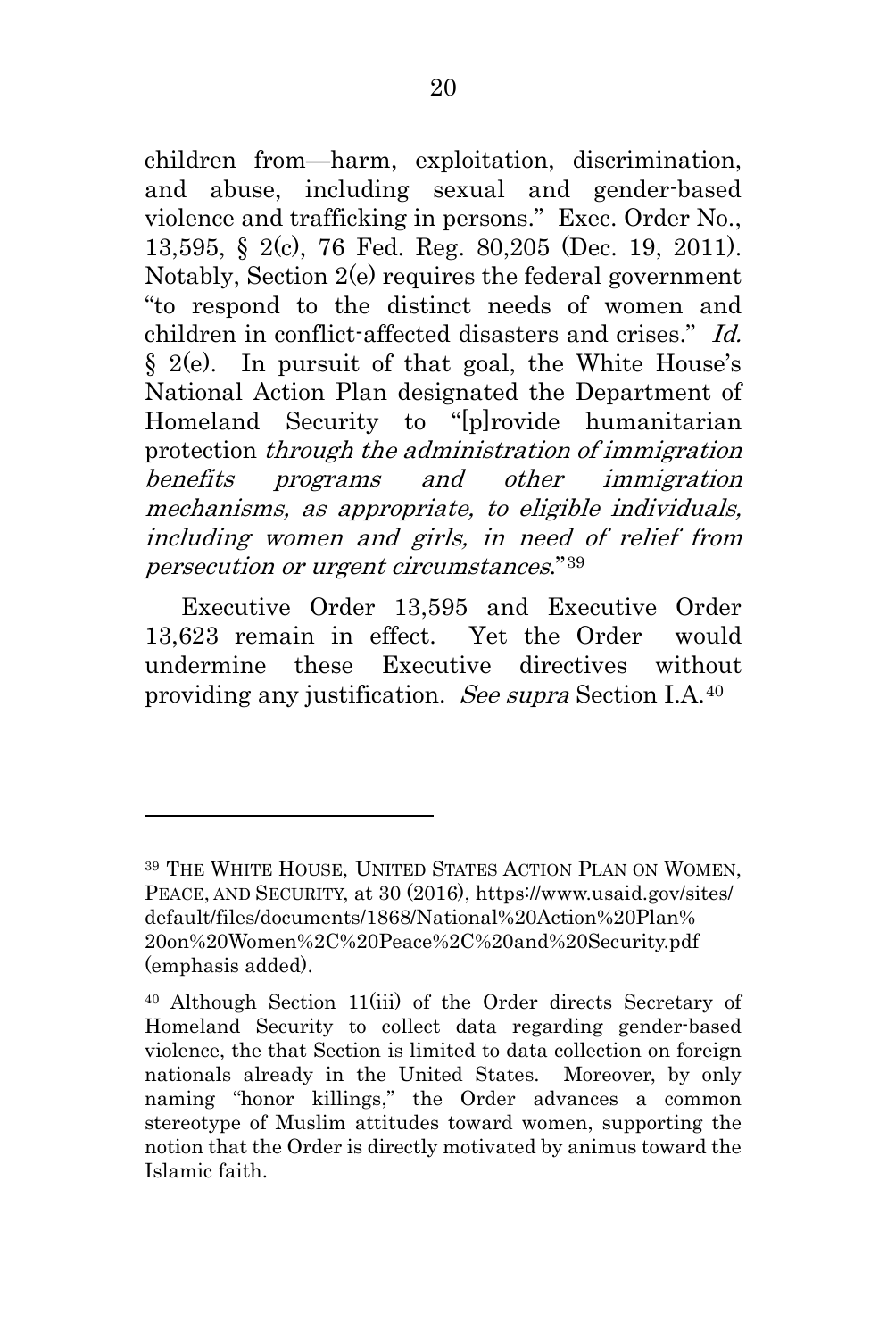children from—harm, exploitation, discrimination, and abuse, including sexual and gender-based violence and trafficking in persons." Exec. Order No., 13,595, § 2(c), 76 Fed. Reg. 80,205 (Dec. 19, 2011). Notably, Section 2(e) requires the federal government "to respond to the distinct needs of women and children in conflict-affected disasters and crises." *Id.* § 2(e). In pursuit of that goal, the White House's National Action Plan designated the Department of Homeland Security to "[p]rovide humanitarian protection *through the administration of immigration benefits programs and other immigration mechanisms, as appropriate, to eligible individuals, including women and girls, in need of relief from persecution or urgent circumstances*."[39]

Executive Order 13,595 and Executive Order 13,623 remain in effect. Yet the Order would undermine these Executive directives without providing any justification. *See supra* Section I.A.[40]

---

[39] THE WHITE HOUSE, UNITED STATES ACTION PLAN ON WOMEN, PEACE, AND SECURITY, at 30 (2016), https://www.usaid.gov/sites/default/files/documents/1868/National%20Action%20Plan%20on%20Women%2C%20Peace%2C%20and%20Security.pdf (emphasis added).

[40] Although Section 11(iii) of the Order directs Secretary of Homeland Security to collect data regarding gender-based violence, the that Section is limited to data collection on foreign nationals already in the United States. Moreover, by only naming "honor killings," the Order advances a common stereotype of Muslim attitudes toward women, supporting the notion that the Order is directly motivated by animus toward the Islamic faith.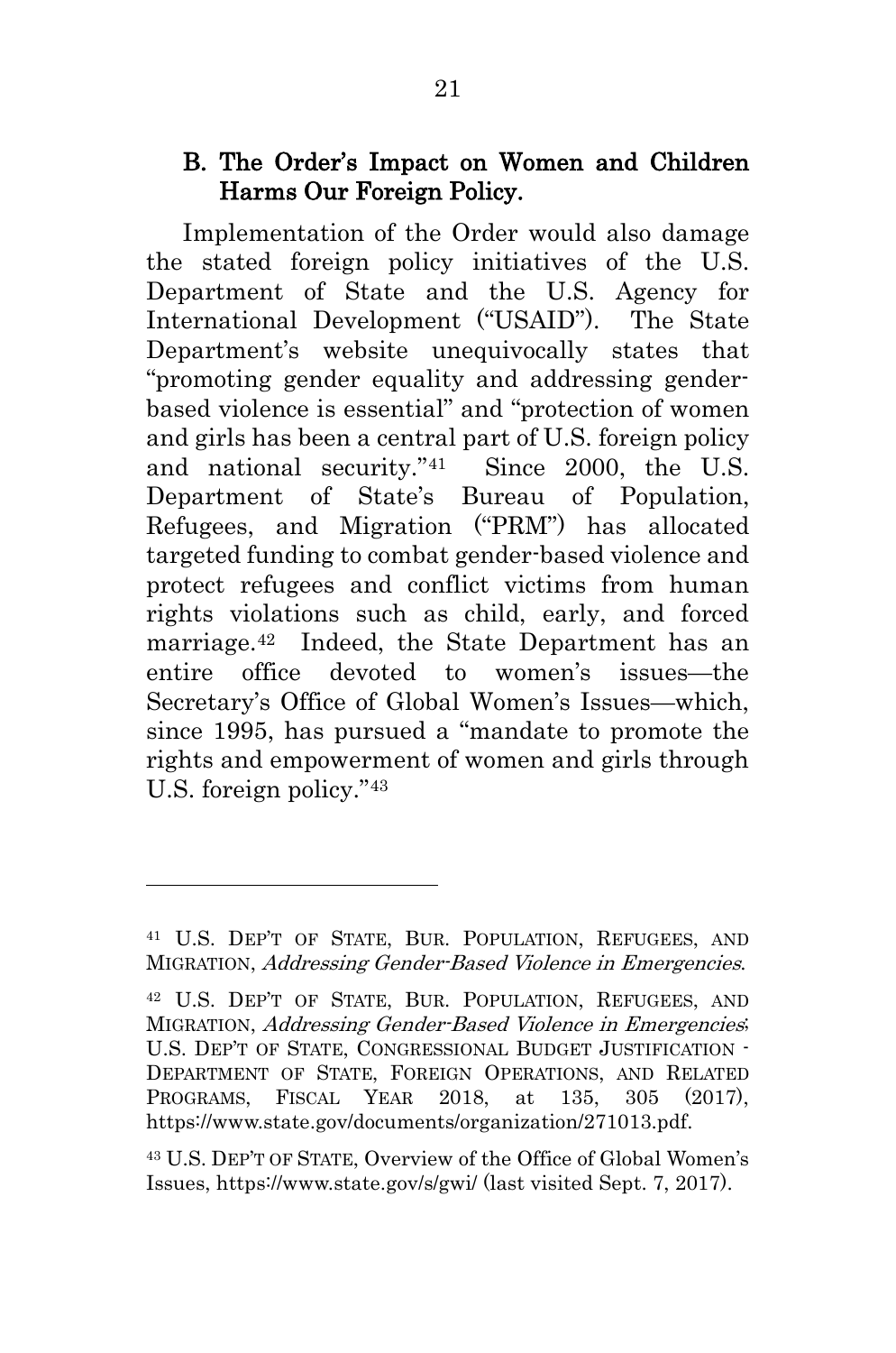### B. The Order's Impact on Women and Children Harms Our Foreign Policy.

Implementation of the Order would also damage the stated foreign policy initiatives of the U.S. Department of State and the U.S. Agency for International Development ("USAID"). The State Department's website unequivocally states that "promoting gender equality and addressing gender-based violence is essential" and "protection of women and girls has been a central part of U.S. foreign policy and national security."[41] Since 2000, the U.S. Department of State's Bureau of Population, Refugees, and Migration ("PRM") has allocated targeted funding to combat gender-based violence and protect refugees and conflict victims from human rights violations such as child, early, and forced marriage.[42] Indeed, the State Department has an entire office devoted to women's issues—the Secretary's Office of Global Women's Issues—which, since 1995, has pursued a "mandate to promote the rights and empowerment of women and girls through U.S. foreign policy."[43]

---

[41] U.S. DEP'T OF STATE, BUR. POPULATION, REFUGEES, AND MIGRATION, *Addressing Gender-Based Violence in Emergencies*.

[42] U.S. DEP'T OF STATE, BUR. POPULATION, REFUGEES, AND MIGRATION, *Addressing Gender-Based Violence in Emergencies*; U.S. DEP'T OF STATE, CONGRESSIONAL BUDGET JUSTIFICATION - DEPARTMENT OF STATE, FOREIGN OPERATIONS, AND RELATED PROGRAMS, FISCAL YEAR 2018, at 135, 305 (2017), https://www.state.gov/documents/organization/271013.pdf.

[43] U.S. DEP'T OF STATE, Overview of the Office of Global Women's Issues, https://www.state.gov/s/gwi/ (last visited Sept. 7, 2017).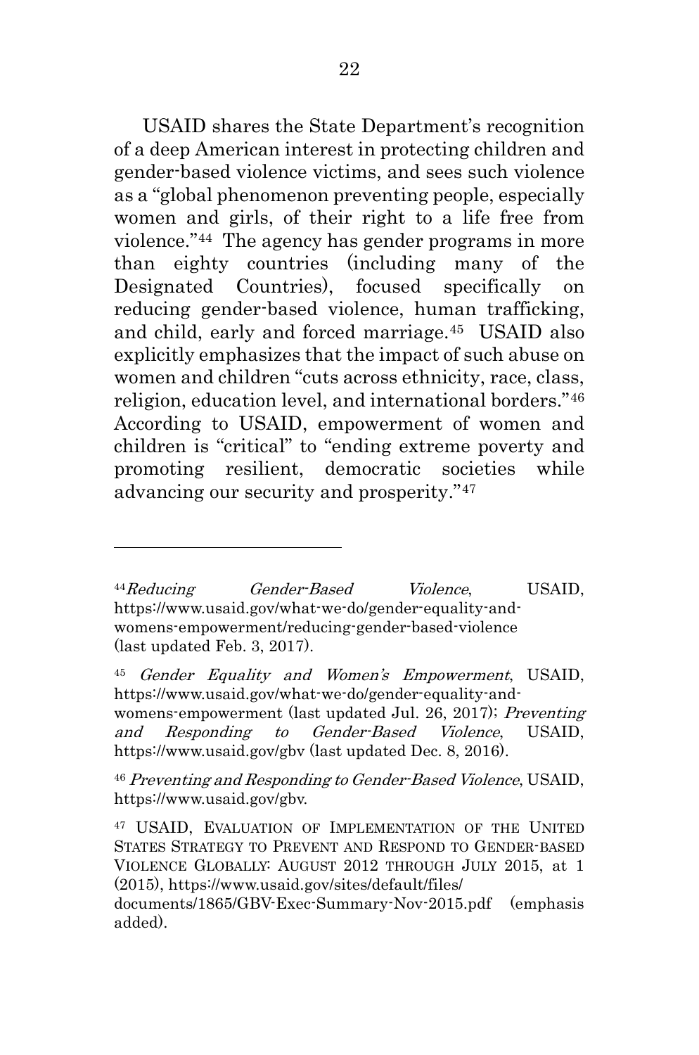USAID shares the State Department's recognition of a deep American interest in protecting children and gender-based violence victims, and sees such violence as a "global phenomenon preventing people, especially women and girls, of their right to a life free from violence."[44] The agency has gender programs in more than eighty countries (including many of the Designated Countries), focused specifically on reducing gender-based violence, human trafficking, and child, early and forced marriage.[45] USAID also explicitly emphasizes that the impact of such abuse on women and children "cuts across ethnicity, race, class, religion, education level, and international borders."[46] According to USAID, empowerment of women and children is "critical" to "ending extreme poverty and promoting resilient, democratic societies while advancing our security and prosperity."[47]

---

[44] *Reducing Gender-Based Violence*, USAID, https://www.usaid.gov/what-we-do/gender-equality-and-womens-empowerment/reducing-gender-based-violence (last updated Feb. 3, 2017).

[45] *Gender Equality and Women's Empowerment*, USAID, https://www.usaid.gov/what-we-do/gender-equality-and-womens-empowerment (last updated Jul. 26, 2017); *Preventing and Responding to Gender-Based Violence*, USAID, https://www.usaid.gov/gbv (last updated Dec. 8, 2016).

[46] *Preventing and Responding to Gender-Based Violence*, USAID, https://www.usaid.gov/gbv.

[47] USAID, EVALUATION OF IMPLEMENTATION OF THE UNITED STATES STRATEGY TO PREVENT AND RESPOND TO GENDER-BASED VIOLENCE GLOBALLY: AUGUST 2012 THROUGH JULY 2015, at 1 (2015), https://www.usaid.gov/sites/default/files/documents/1865/GBV-Exec-Summary-Nov-2015.pdf (emphasis added).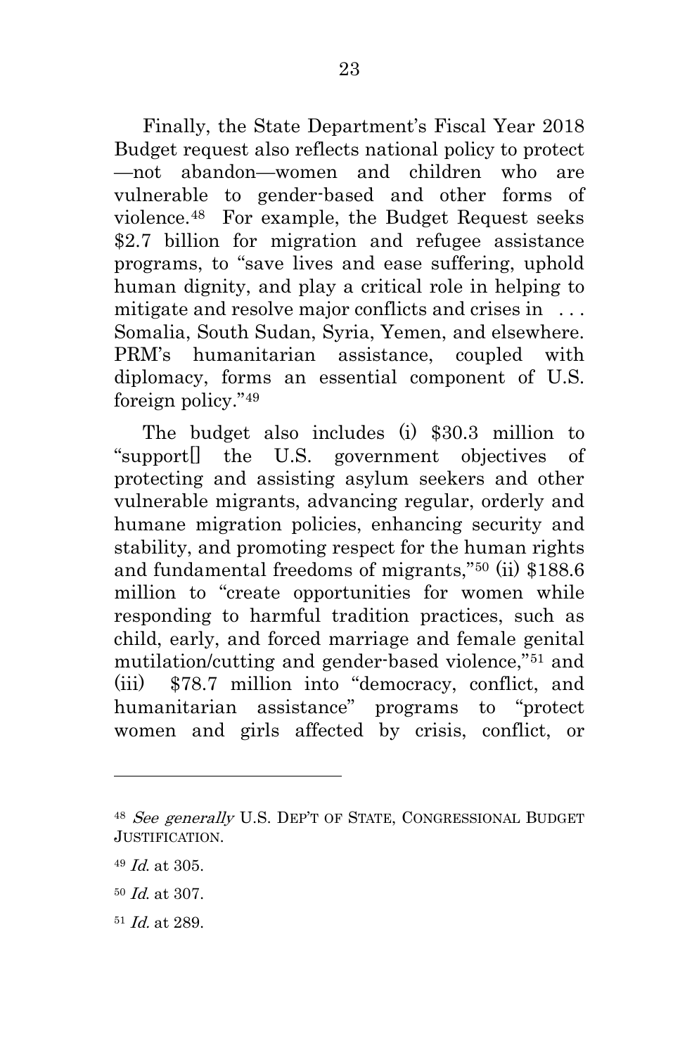Finally, the State Department's Fiscal Year 2018 Budget request also reflects national policy to protect —not abandon—women and children who are vulnerable to gender-based and other forms of violence.[48] For example, the Budget Request seeks \$2.7 billion for migration and refugee assistance programs, to "save lives and ease suffering, uphold human dignity, and play a critical role in helping to mitigate and resolve major conflicts and crises in . . . Somalia, South Sudan, Syria, Yemen, and elsewhere. PRM's humanitarian assistance, coupled with diplomacy, forms an essential component of U.S. foreign policy."[49]

The budget also includes (i) \$30.3 million to "support[] the U.S. government objectives of protecting and assisting asylum seekers and other vulnerable migrants, advancing regular, orderly and humane migration policies, enhancing security and stability, and promoting respect for the human rights and fundamental freedoms of migrants,"[50] (ii) \$188.6 million to "create opportunities for women while responding to harmful tradition practices, such as child, early, and forced marriage and female genital mutilation/cutting and gender-based violence,"[51] and (iii) \$78.7 million into "democracy, conflict, and humanitarian assistance" programs to "protect women and girls affected by crisis, conflict, or

---

[48] *See generally* U.S. DEP'T OF STATE, CONGRESSIONAL BUDGET JUSTIFICATION.

[49] *Id.* at 305.

[50] *Id.* at 307.

[51] *Id.* at 289.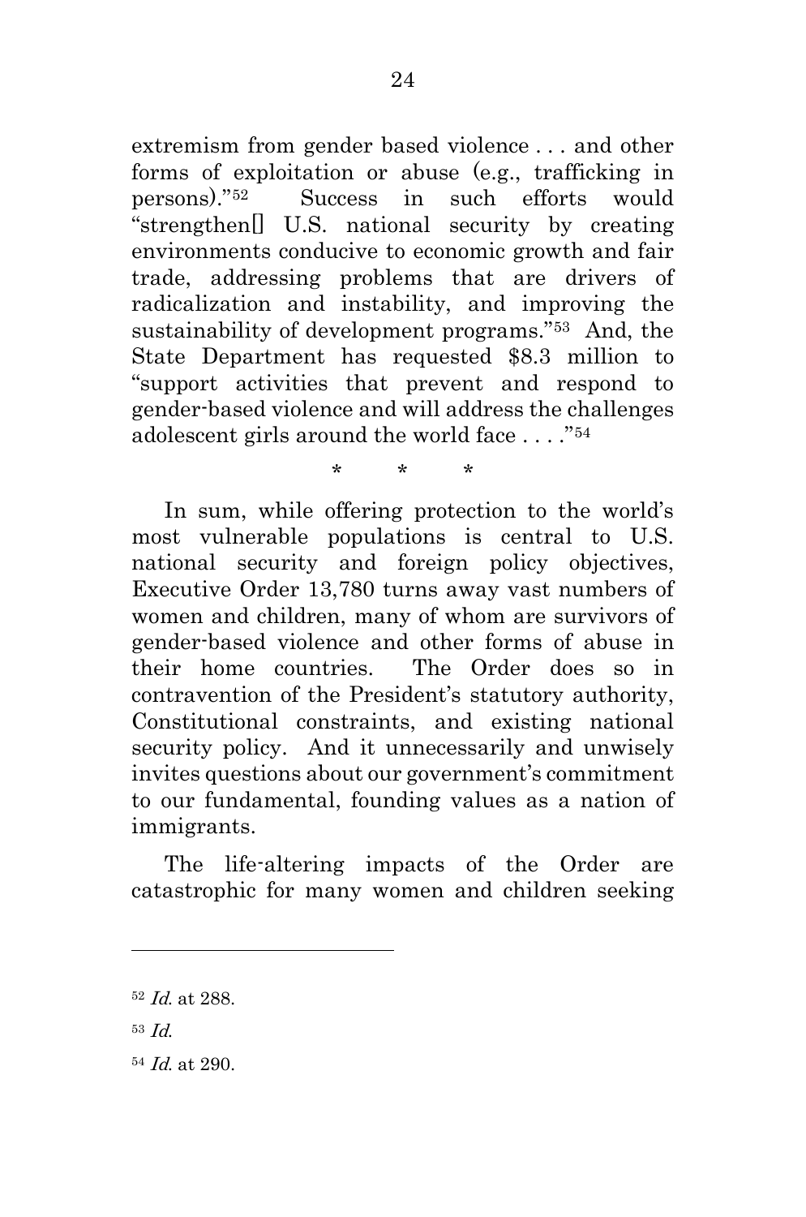extremism from gender based violence . . . and other forms of exploitation or abuse (e.g., trafficking in persons)."[52] Success in such efforts would "strengthen[] U.S. national security by creating environments conducive to economic growth and fair trade, addressing problems that are drivers of radicalization and instability, and improving the sustainability of development programs."[53] And, the State Department has requested $8.3 million to "support activities that prevent and respond to gender-based violence and will address the challenges adolescent girls around the world face . . . ."[54]

\* \* \*

In sum, while offering protection to the world's most vulnerable populations is central to U.S. national security and foreign policy objectives, Executive Order 13,780 turns away vast numbers of women and children, many of whom are survivors of gender-based violence and other forms of abuse in their home countries. The Order does so in contravention of the President's statutory authority, Constitutional constraints, and existing national security policy. And it unnecessarily and unwisely invites questions about our government's commitment to our fundamental, founding values as a nation of immigrants.

The life-altering impacts of the Order are catastrophic for many women and children seeking

---

[52] *Id.* at 288.

[53] *Id.*

[54] *Id.* at 290.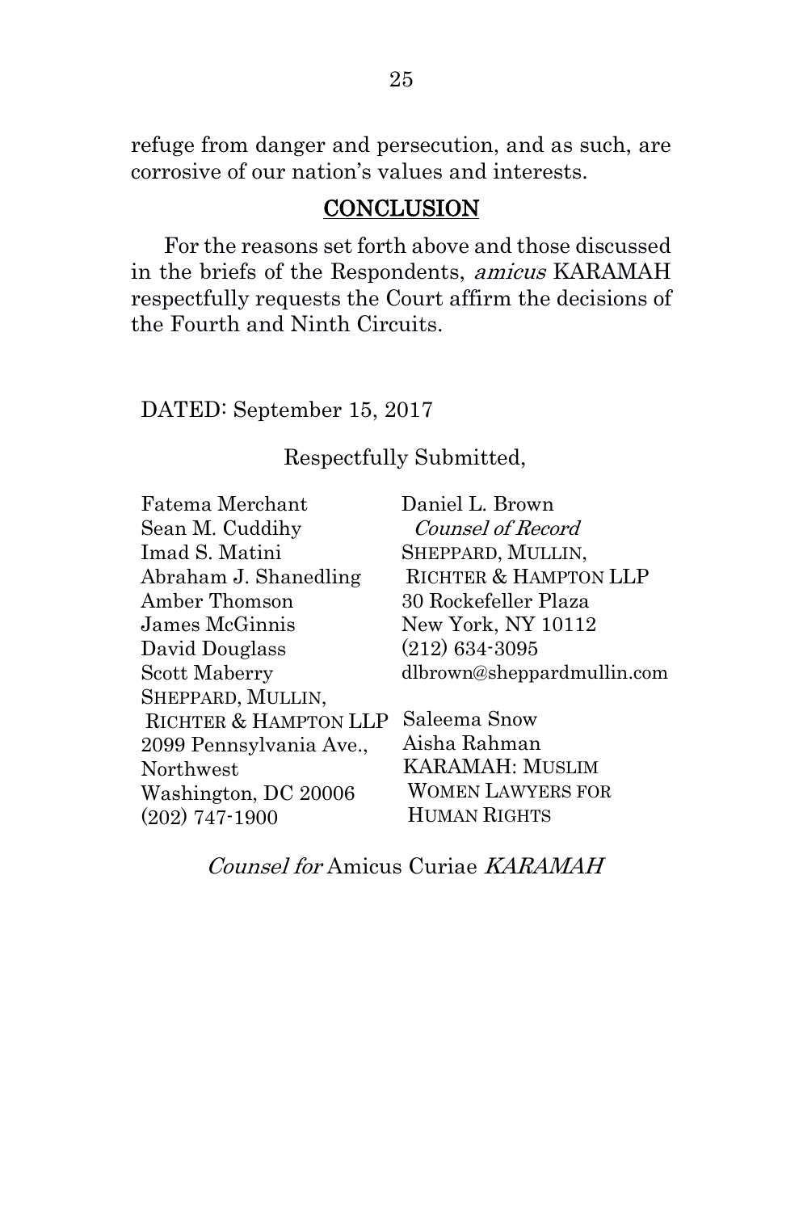refuge from danger and persecution, and as such, are corrosive of our nation's values and interests.

## CONCLUSION

For the reasons set forth above and those discussed in the briefs of the Respondents, *amicus* KARAMAH respectfully requests the Court affirm the decisions of the Fourth and Ninth Circuits.

DATED: September 15, 2017

Respectfully Submitted,

Daniel L. Brown
*Counsel of Record*
SHEPPARD, MULLIN,
RICHTER & HAMPTON LLP
30 Rockefeller Plaza
New York, NY 10112
(212) 634-3095
dlbrown@sheppardmullin.com

Fatema Merchant
Sean M. Cuddihy
Imad S. Matini
Abraham J. Shanedling
Amber Thomson
James McGinnis
David Douglass
Scott Maberry
SHEPPARD, MULLIN,
RICHTER & HAMPTON LLP
2099 Pennsylvania Ave., Northwest
Washington, DC 20006
(202) 747-1900

Saleema Snow
Aisha Rahman
KARAMAH: MUSLIM WOMEN LAWYERS FOR HUMAN RIGHTS

*Counsel for* Amicus Curiae *KARAMAH*